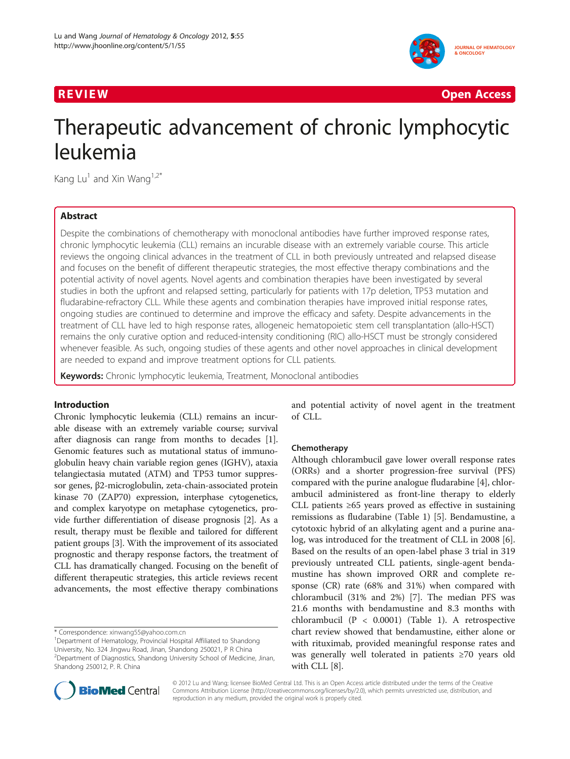REVIEW **Open Access**

# Therapeutic advancement of chronic lymphocytic leukemia

Kang Lu[1] and Xin Wang[1,2*]

## Abstract

Despite the combinations of chemotherapy with monoclonal antibodies have further improved response rates, chronic lymphocytic leukemia (CLL) remains an incurable disease with an extremely variable course. This article reviews the ongoing clinical advances in the treatment of CLL in both previously untreated and relapsed disease and focuses on the benefit of different therapeutic strategies, the most effective therapy combinations and the potential activity of novel agents. Novel agents and combination therapies have been investigated by several studies in both the upfront and relapsed setting, particularly for patients with 17p deletion, TP53 mutation and fludarabine-refractory CLL. While these agents and combination therapies have improved initial response rates, ongoing studies are continued to determine and improve the efficacy and safety. Despite advancements in the treatment of CLL have led to high response rates, allogeneic hematopoietic stem cell transplantation (allo-HSCT) remains the only curative option and reduced-intensity conditioning (RIC) allo-HSCT must be strongly considered whenever feasible. As such, ongoing studies of these agents and other novel approaches in clinical development are needed to expand and improve treatment options for CLL patients.

**Keywords:** Chronic lymphocytic leukemia, Treatment, Monoclonal antibodies

## Introduction

Chronic lymphocytic leukemia (CLL) remains an incurable disease with an extremely variable course; survival after diagnosis can range from months to decades [1]. Genomic features such as mutational status of immunoglobulin heavy chain variable region genes (IGHV), ataxia telangiectasia mutated (ATM) and TP53 tumor suppressor genes, β2-microglobulin, zeta-chain-associated protein kinase 70 (ZAP70) expression, interphase cytogenetics, and complex karyotype on metaphase cytogenetics, provide further differentiation of disease prognosis [2]. As a result, therapy must be flexible and tailored for different patient groups [3]. With the improvement of its associated prognostic and therapy response factors, the treatment of CLL has dramatically changed. Focusing on the benefit of different therapeutic strategies, this article reviews recent advancements, the most effective therapy combinations and potential activity of novel agent in the treatment of CLL.

### Chemotherapy

Although chlorambucil gave lower overall response rates (ORRs) and a shorter progression-free survival (PFS) compared with the purine analogue fludarabine [4], chlorambucil administered as front-line therapy to elderly CLL patients ≥65 years proved as effective in sustaining remissions as fludarabine (Table 1) [5]. Bendamustine, a cytotoxic hybrid of an alkylating agent and a purine analog, was introduced for the treatment of CLL in 2008 [6]. Based on the results of an open-label phase 3 trial in 319 previously untreated CLL patients, single-agent bendamustine has shown improved ORR and complete response (CR) rate (68% and 31%) when compared with chlorambucil (31% and 2%) [7]. The median PFS was 21.6 months with bendamustine and 8.3 months with chlorambucil ($P < 0.0001$) (Table 1). A retrospective chart review showed that bendamustine, either alone or with rituximab, provided meaningful response rates and was generally well tolerated in patients ≥70 years old with CLL [8].

\* Correspondence: xinwang55@yahoo.com.cn
[1]Department of Hematology, Provincial Hospital Affiliated to Shandong University, No. 324 Jingwu Road, Jinan, Shandong 250021, P R China
[2]Department of Diagnostics, Shandong University School of Medicine, Jinan, Shandong 250012, P. R. China

© 2012 Lu and Wang; licensee BioMed Central Ltd. This is an Open Access article distributed under the terms of the Creative Commons Attribution License (http://creativecommons.org/licenses/by/2.0), which permits unrestricted use, distribution, and reproduction in any medium, provided the original work is properly cited.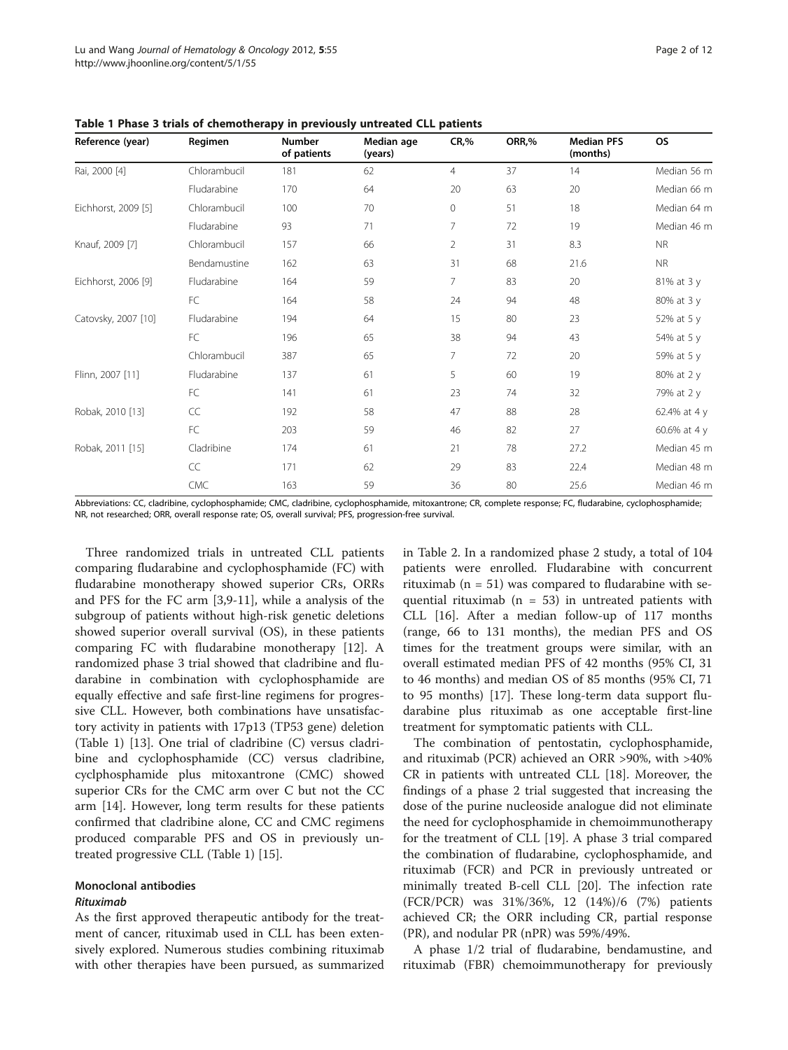**Table 1 Phase 3 trials of chemotherapy in previously untreated CLL patients**

| Reference (year) | Regimen | Number of patients | Median age (years) | CR,% | ORR,% | Median PFS (months) | OS |
|---|---|---|---|---|---|---|---|
| Rai, 2000 [4] | Chlorambucil | 181 | 62 | 4 | 37 | 14 | Median 56 m |
| | Fludarabine | 170 | 64 | 20 | 63 | 20 | Median 66 m |
| Eichhorst, 2009 [5] | Chlorambucil | 100 | 70 | 0 | 51 | 18 | Median 64 m |
| | Fludarabine | 93 | 71 | 7 | 72 | 19 | Median 46 m |
| Knauf, 2009 [7] | Chlorambucil | 157 | 66 | 2 | 31 | 8.3 | NR |
| | Bendamustine | 162 | 63 | 31 | 68 | 21.6 | NR |
| Eichhorst, 2006 [9] | Fludarabine | 164 | 59 | 7 | 83 | 20 | 81% at 3 y |
| | FC | 164 | 58 | 24 | 94 | 48 | 80% at 3 y |
| Catovsky, 2007 [10] | Fludarabine | 194 | 64 | 15 | 80 | 23 | 52% at 5 y |
| | FC | 196 | 65 | 38 | 94 | 43 | 54% at 5 y |
| | Chlorambucil | 387 | 65 | 7 | 72 | 20 | 59% at 5 y |
| Flinn, 2007 [11] | Fludarabine | 137 | 61 | 5 | 60 | 19 | 80% at 2 y |
| | FC | 141 | 61 | 23 | 74 | 32 | 79% at 2 y |
| Robak, 2010 [13] | CC | 192 | 58 | 47 | 88 | 28 | 62.4% at 4 y |
| | FC | 203 | 59 | 46 | 82 | 27 | 60.6% at 4 y |
| Robak, 2011 [15] | Cladribine | 174 | 61 | 21 | 78 | 27.2 | Median 45 m |
| | CC | 171 | 62 | 29 | 83 | 22.4 | Median 48 m |
| | CMC | 163 | 59 | 36 | 80 | 25.6 | Median 46 m |

Abbreviations: CC, cladribine, cyclophosphamide; CMC, cladribine, cyclophosphamide, mitoxantrone; CR, complete response; FC, fludarabine, cyclophosphamide; NR, not researched; ORR, overall response rate; OS, overall survival; PFS, progression-free survival.

Three randomized trials in untreated CLL patients comparing fludarabine and cyclophosphamide (FC) with fludarabine monotherapy showed superior CRs, ORRs and PFS for the FC arm [3,9-11], while a analysis of the subgroup of patients without high-risk genetic deletions showed superior overall survival (OS), in these patients comparing FC with fludarabine monotherapy [12]. A randomized phase 3 trial showed that cladribine and fludarabine in combination with cyclophosphamide are equally effective and safe first-line regimens for progressive CLL. However, both combinations have unsatisfactory activity in patients with 17p13 (TP53 gene) deletion (Table 1) [13]. One trial of cladribine (C) versus cladribine and cyclophosphamide (CC) versus cladribine, cyclphosphamide plus mitoxantrone (CMC) showed superior CRs for the CMC arm over C but not the CC arm [14]. However, long term results for these patients confirmed that cladribine alone, CC and CMC regimens produced comparable PFS and OS in previously untreated progressive CLL (Table 1) [15].

## Monoclonal antibodies

### *Rituximab*

As the first approved therapeutic antibody for the treatment of cancer, rituximab used in CLL has been extensively explored. Numerous studies combining rituximab with other therapies have been pursued, as summarized in Table 2. In a randomized phase 2 study, a total of 104 patients were enrolled. Fludarabine with concurrent rituximab (n = 51) was compared to fludarabine with sequential rituximab (n = 53) in untreated patients with CLL [16]. After a median follow-up of 117 months (range, 66 to 131 months), the median PFS and OS times for the treatment groups were similar, with an overall estimated median PFS of 42 months (95% CI, 31 to 46 months) and median OS of 85 months (95% CI, 71 to 95 months) [17]. These long-term data support fludarabine plus rituximab as one acceptable first-line treatment for symptomatic patients with CLL.

The combination of pentostatin, cyclophosphamide, and rituximab (PCR) achieved an ORR >90%, with >40% CR in patients with untreated CLL [18]. Moreover, the findings of a phase 2 trial suggested that increasing the dose of the purine nucleoside analogue did not eliminate the need for cyclophosphamide in chemoimmunotherapy for the treatment of CLL [19]. A phase 3 trial compared the combination of fludarabine, cyclophosphamide, and rituximab (FCR) and PCR in previously untreated or minimally treated B-cell CLL [20]. The infection rate (FCR/PCR) was 31%/36%, 12 (14%)/6 (7%) patients achieved CR; the ORR including CR, partial response (PR), and nodular PR (nPR) was 59%/49%.

A phase 1/2 trial of fludarabine, bendamustine, and rituximab (FBR) chemoimmunotherapy for previously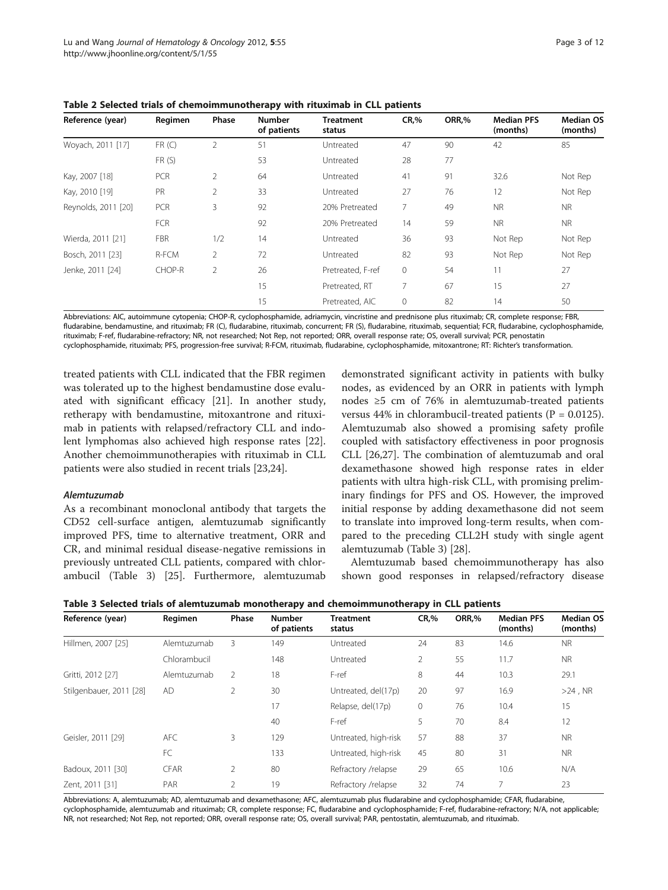**Table 2 Selected trials of chemoimmunotherapy with rituximab in CLL patients**

| Reference (year) | Regimen | Phase | Number of patients | Treatment status | CR,% | ORR,% | Median PFS (months) | Median OS (months) |
|---|---|---|---|---|---|---|---|---|
| Woyach, 2011 [17] | FR (C) | 2 | 51 | Untreated | 47 | 90 | 42 | 85 |
| | FR (S) | | 53 | Untreated | 28 | 77 | | |
| Kay, 2007 [18] | PCR | 2 | 64 | Untreated | 41 | 91 | 32.6 | Not Rep |
| Kay, 2010 [19] | PR | 2 | 33 | Untreated | 27 | 76 | 12 | Not Rep |
| Reynolds, 2011 [20] | PCR | 3 | 92 | 20% Pretreated | 7 | 49 | NR | NR |
| | FCR | | 92 | 20% Pretreated | 14 | 59 | NR | NR |
| Wierda, 2011 [21] | FBR | 1/2 | 14 | Untreated | 36 | 93 | Not Rep | Not Rep |
| Bosch, 2011 [23] | R-FCM | 2 | 72 | Untreated | 82 | 93 | Not Rep | Not Rep |
| Jenke, 2011 [24] | CHOP-R | 2 | 26 | Pretreated, F-ref | 0 | 54 | 11 | 27 |
| | | | 15 | Pretreated, RT | 7 | 67 | 15 | 27 |
| | | | 15 | Pretreated, AIC | 0 | 82 | 14 | 50 |

Abbreviations: AIC, autoimmune cytopenia; CHOP-R, cyclophosphamide, adriamycin, vincristine and prednisone plus rituximab; CR, complete response; FBR, fludarabine, bendamustine, and rituximab; FR (C), fludarabine, rituximab, concurrent; FR (S), fludarabine, rituximab, sequential; FCR, fludarabine, cyclophosphamide, rituximab; F-ref, fludarabine-refractory; NR, not researched; Not Rep, not reported; ORR, overall response rate; OS, overall survival; PCR, penostatin cyclophosphamide, rituximab; PFS, progression-free survival; R-FCM, rituximab, fludarabine, cyclophosphamide, mitoxantrone; RT: Richter's transformation.

treated patients with CLL indicated that the FBR regimen was tolerated up to the highest bendamustine dose evaluated with significant efficacy [21]. In another study, retherapy with bendamustine, mitoxantrone and rituximab in patients with relapsed/refractory CLL and indolent lymphomas also achieved high response rates [22]. Another chemoimmunotherapies with rituximab in CLL patients were also studied in recent trials [23,24].

#### *Alemtuzumab*

As a recombinant monoclonal antibody that targets the CD52 cell-surface antigen, alemtuzumab significantly improved PFS, time to alternative treatment, ORR and CR, and minimal residual disease-negative remissions in previously untreated CLL patients, compared with chlorambucil (Table 3) [25]. Furthermore, alemtuzumab demonstrated significant activity in patients with bulky nodes, as evidenced by an ORR in patients with lymph nodes ≥5 cm of 76% in alemtuzumab-treated patients versus 44% in chlorambucil-treated patients ($P = 0.0125$). Alemtuzumab also showed a promising safety profile coupled with satisfactory effectiveness in poor prognosis CLL [26,27]. The combination of alemtuzumab and oral dexamethasone showed high response rates in elder patients with ultra high-risk CLL, with promising preliminary findings for PFS and OS. However, the improved initial response by adding dexamethasone did not seem to translate into improved long-term results, when compared to the preceding CLL2H study with single agent alemtuzumab (Table 3) [28].

Alemtuzumab based chemoimmunotherapy has also shown good responses in relapsed/refractory disease

**Table 3 Selected trials of alemtuzumab monotherapy and chemoimmunotherapy in CLL patients**

| Reference (year) | Regimen | Phase | Number of patients | Treatment status | CR,% | ORR,% | Median PFS (months) | Median OS (months) |
|---|---|---|---|---|---|---|---|---|
| Hillmen, 2007 [25] | Alemtuzumab | 3 | 149 | Untreated | 24 | 83 | 14.6 | NR |
| | Chlorambucil | | 148 | Untreated | 2 | 55 | 11.7 | NR |
| Gritti, 2012 [27] | Alemtuzumab | 2 | 18 | F-ref | 8 | 44 | 10.3 | 29.1 |
| Stilgenbauer, 2011 [28] | AD | 2 | 30 | Untreated, del(17p) | 20 | 97 | 16.9 | >24 , NR |
| | | | 17 | Relapse, del(17p) | 0 | 76 | 10.4 | 15 |
| | | | 40 | F-ref | 5 | 70 | 8.4 | 12 |
| Geisler, 2011 [29] | AFC | 3 | 129 | Untreated, high-risk | 57 | 88 | 37 | NR |
| | FC | | 133 | Untreated, high-risk | 45 | 80 | 31 | NR |
| Badoux, 2011 [30] | CFAR | 2 | 80 | Refractory /relapse | 29 | 65 | 10.6 | N/A |
| Zent, 2011 [31] | PAR | 2 | 19 | Refractory /relapse | 32 | 74 | 7 | 23 |

Abbreviations: A, alemtuzumab; AD, alemtuzumab and dexamethasone; AFC, alemtuzumab plus fludarabine and cyclophosphamide; CFAR, fludarabine, cyclophosphamide, alemtuzumab and rituximab; CR, complete response; FC, fludarabine and cyclophosphamide; F-ref, fludarabine-refractory; N/A, not applicable; NR, not researched; Not Rep, not reported; ORR, overall response rate; OS, overall survival; PAR, pentostatin, alemtuzumab, and rituximab.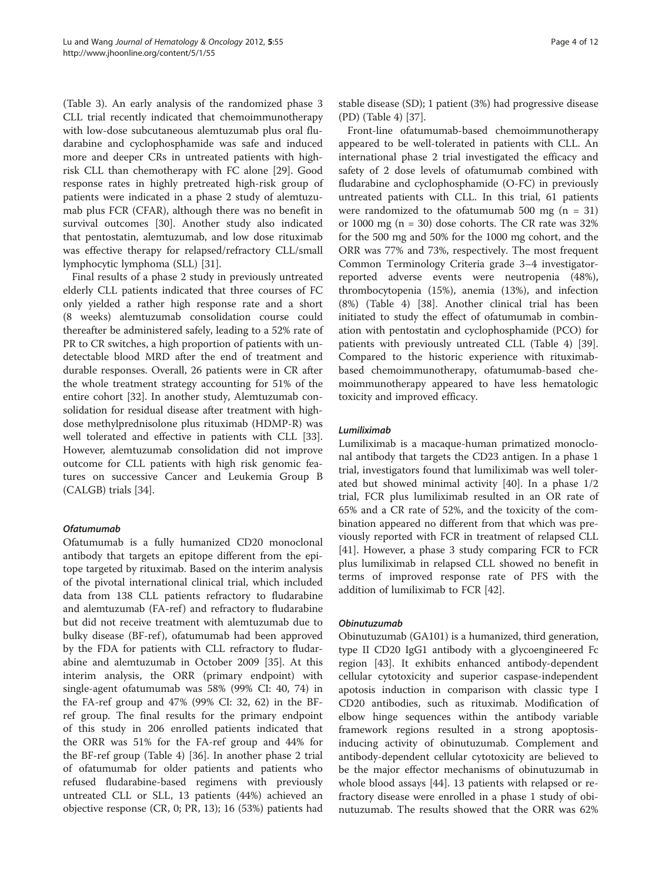(Table 3). An early analysis of the randomized phase 3 CLL trial recently indicated that chemoimmunotherapy with low-dose subcutaneous alemtuzumab plus oral fludarabine and cyclophosphamide was safe and induced more and deeper CRs in untreated patients with high-risk CLL than chemotherapy with FC alone [29]. Good response rates in highly pretreated high-risk group of patients were indicated in a phase 2 study of alemtuzumab plus FCR (CFAR), although there was no benefit in survival outcomes [30]. Another study also indicated that pentostatin, alemtuzumab, and low dose rituximab was effective therapy for relapsed/refractory CLL/small lymphocytic lymphoma (SLL) [31].

Final results of a phase 2 study in previously untreated elderly CLL patients indicated that three courses of FC only yielded a rather high response rate and a short (8 weeks) alemtuzumab consolidation course could thereafter be administered safely, leading to a 52% rate of PR to CR switches, a high proportion of patients with undetectable blood MRD after the end of treatment and durable responses. Overall, 26 patients were in CR after the whole treatment strategy accounting for 51% of the entire cohort [32]. In another study, Alemtuzumab consolidation for residual disease after treatment with high-dose methylprednisolone plus rituximab (HDMP-R) was well tolerated and effective in patients with CLL [33]. However, alemtuzumab consolidation did not improve outcome for CLL patients with high risk genomic features on successive Cancer and Leukemia Group B (CALGB) trials [34].

#### *Ofatumumab*

Ofatumumab is a fully humanized CD20 monoclonal antibody that targets an epitope different from the epitope targeted by rituximab. Based on the interim analysis of the pivotal international clinical trial, which included data from 138 CLL patients refractory to fludarabine and alemtuzumab (FA-ref) and refractory to fludarabine but did not receive treatment with alemtuzumab due to bulky disease (BF-ref), ofatumumab had been approved by the FDA for patients with CLL refractory to fludarabine and alemtuzumab in October 2009 [35]. At this interim analysis, the ORR (primary endpoint) with single-agent ofatumumab was 58% (99% CI: 40, 74) in the FA-ref group and 47% (99% CI: 32, 62) in the BF-ref group. The final results for the primary endpoint of this study in 206 enrolled patients indicated that the ORR was 51% for the FA-ref group and 44% for the BF-ref group (Table 4) [36]. In another phase 2 trial of ofatumumab for older patients and patients who refused fludarabine-based regimens with previously untreated CLL or SLL, 13 patients (44%) achieved an objective response (CR, 0; PR, 13); 16 (53%) patients had stable disease (SD); 1 patient (3%) had progressive disease (PD) (Table 4) [37].

Front-line ofatumumab-based chemoimmunotherapy appeared to be well-tolerated in patients with CLL. An international phase 2 trial investigated the efficacy and safety of 2 dose levels of ofatumumab combined with fludarabine and cyclophosphamide (O-FC) in previously untreated patients with CLL. In this trial, 61 patients were randomized to the ofatumumab 500 mg (n = 31) or 1000 mg (n = 30) dose cohorts. The CR rate was 32% for the 500 mg and 50% for the 1000 mg cohort, and the ORR was 77% and 73%, respectively. The most frequent Common Terminology Criteria grade 3–4 investigator-reported adverse events were neutropenia (48%), thrombocytopenia (15%), anemia (13%), and infection (8%) (Table 4) [38]. Another clinical trial has been initiated to study the effect of ofatumumab in combination with pentostatin and cyclophosphamide (PCO) for patients with previously untreated CLL (Table 4) [39]. Compared to the historic experience with rituximab-based chemoimmunotherapy, ofatumumab-based chemoimmunotherapy appeared to have less hematologic toxicity and improved efficacy.

#### *Lumiliximab*

Lumiliximab is a macaque-human primatized monoclonal antibody that targets the CD23 antigen. In a phase 1 trial, investigators found that lumiliximab was well tolerated but showed minimal activity [40]. In a phase 1/2 trial, FCR plus lumiliximab resulted in an OR rate of 65% and a CR rate of 52%, and the toxicity of the combination appeared no different from that which was previously reported with FCR in treatment of relapsed CLL [41]. However, a phase 3 study comparing FCR to FCR plus lumiliximab in relapsed CLL showed no benefit in terms of improved response rate of PFS with the addition of lumiliximab to FCR [42].

#### *Obinutuzumab*

Obinutuzumab (GA101) is a humanized, third generation, type II CD20 IgG1 antibody with a glycoengineered Fc region [43]. It exhibits enhanced antibody-dependent cellular cytotoxicity and superior caspase-independent apoptosis induction in comparison with classic type I CD20 antibodies, such as rituximab. Modification of elbow hinge sequences within the antibody variable framework regions resulted in a strong apoptosis-inducing activity of obinutuzumab. Complement and antibody-dependent cellular cytotoxicity are believed to be the major effector mechanisms of obinutuzumab in whole blood assays [44]. 13 patients with relapsed or refractory disease were enrolled in a phase 1 study of obinutuzumab. The results showed that the ORR was 62%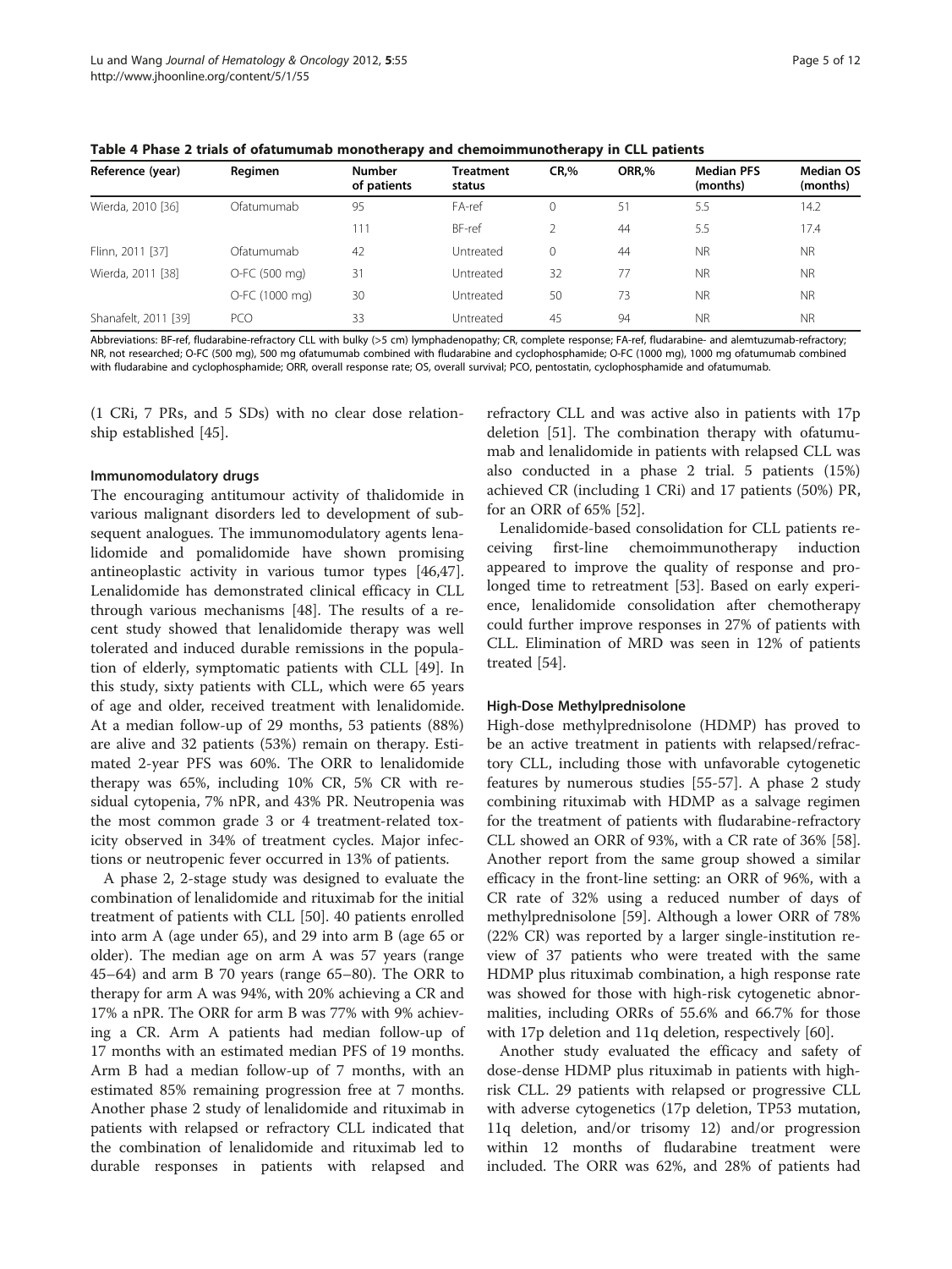**Table 4 Phase 2 trials of ofatumumab monotherapy and chemoimmunotherapy in CLL patients**

| Reference (year) | Regimen | Number of patients | Treatment status | CR,% | ORR,% | Median PFS (months) | Median OS (months) |
|---|---|---|---|---|---|---|---|
| Wierda, 2010 [36] | Ofatumumab | 95 | FA-ref | 0 | 51 | 5.5 | 14.2 |
| | | 111 | BF-ref | 2 | 44 | 5.5 | 17.4 |
| Flinn, 2011 [37] | Ofatumumab | 42 | Untreated | 0 | 44 | NR | NR |
| Wierda, 2011 [38] | O-FC (500 mg) | 31 | Untreated | 32 | 77 | NR | NR |
| | O-FC (1000 mg) | 30 | Untreated | 50 | 73 | NR | NR |
| Shanafelt, 2011 [39] | PCO | 33 | Untreated | 45 | 94 | NR | NR |

Abbreviations: BF-ref, fludarabine-refractory CLL with bulky (>5 cm) lymphadenopathy; CR, complete response; FA-ref, fludarabine- and alemtuzumab-refractory; NR, not researched; O-FC (500 mg), 500 mg ofatumumab combined with fludarabine and cyclophosphamide; O-FC (1000 mg), 1000 mg ofatumumab combined with fludarabine and cyclophosphamide; ORR, overall response rate; OS, overall survival; PCO, pentostatin, cyclophosphamide and ofatumumab.

(1 CRi, 7 PRs, and 5 SDs) with no clear dose relationship established [45].

#### Immunomodulatory drugs

The encouraging antitumour activity of thalidomide in various malignant disorders led to development of subsequent analogues. The immunomodulatory agents lenalidomide and pomalidomide have shown promising antineoplastic activity in various tumor types [46,47]. Lenalidomide has demonstrated clinical efficacy in CLL through various mechanisms [48]. The results of a recent study showed that lenalidomide therapy was well tolerated and induced durable remissions in the population of elderly, symptomatic patients with CLL [49]. In this study, sixty patients with CLL, which were 65 years of age and older, received treatment with lenalidomide. At a median follow-up of 29 months, 53 patients (88%) are alive and 32 patients (53%) remain on therapy. Estimated 2-year PFS was 60%. The ORR to lenalidomide therapy was 65%, including 10% CR, 5% CR with residual cytopenia, 7% nPR, and 43% PR. Neutropenia was the most common grade 3 or 4 treatment-related toxicity observed in 34% of treatment cycles. Major infections or neutropenic fever occurred in 13% of patients.

A phase 2, 2-stage study was designed to evaluate the combination of lenalidomide and rituximab for the initial treatment of patients with CLL [50]. 40 patients enrolled into arm A (age under 65), and 29 into arm B (age 65 or older). The median age on arm A was 57 years (range 45–64) and arm B 70 years (range 65–80). The ORR to therapy for arm A was 94%, with 20% achieving a CR and 17% a nPR. The ORR for arm B was 77% with 9% achieving a CR. Arm A patients had median follow-up of 17 months with an estimated median PFS of 19 months. Arm B had a median follow-up of 7 months, with an estimated 85% remaining progression free at 7 months. Another phase 2 study of lenalidomide and rituximab in patients with relapsed or refractory CLL indicated that the combination of lenalidomide and rituximab led to durable responses in patients with relapsed and refractory CLL and was active also in patients with 17p deletion [51]. The combination therapy with ofatumumab and lenalidomide in patients with relapsed CLL was also conducted in a phase 2 trial. 5 patients (15%) achieved CR (including 1 CRi) and 17 patients (50%) PR, for an ORR of 65% [52].

Lenalidomide-based consolidation for CLL patients receiving first-line chemoimmunotherapy induction appeared to improve the quality of response and prolonged time to retreatment [53]. Based on early experience, lenalidomide consolidation after chemotherapy could further improve responses in 27% of patients with CLL. Elimination of MRD was seen in 12% of patients treated [54].

#### High-Dose Methylprednisolone

High-dose methylprednisolone (HDMP) has proved to be an active treatment in patients with relapsed/refractory CLL, including those with unfavorable cytogenetic features by numerous studies [55-57]. A phase 2 study combining rituximab with HDMP as a salvage regimen for the treatment of patients with fludarabine-refractory CLL showed an ORR of 93%, with a CR rate of 36% [58]. Another report from the same group showed a similar efficacy in the front-line setting: an ORR of 96%, with a CR rate of 32% using a reduced number of days of methylprednisolone [59]. Although a lower ORR of 78% (22% CR) was reported by a larger single-institution review of 37 patients who were treated with the same HDMP plus rituximab combination, a high response rate was showed for those with high-risk cytogenetic abnormalities, including ORRs of 55.6% and 66.7% for those with 17p deletion and 11q deletion, respectively [60].

Another study evaluated the efficacy and safety of dose-dense HDMP plus rituximab in patients with high-risk CLL. 29 patients with relapsed or progressive CLL with adverse cytogenetics (17p deletion, TP53 mutation, 11q deletion, and/or trisomy 12) and/or progression within 12 months of fludarabine treatment were included. The ORR was 62%, and 28% of patients had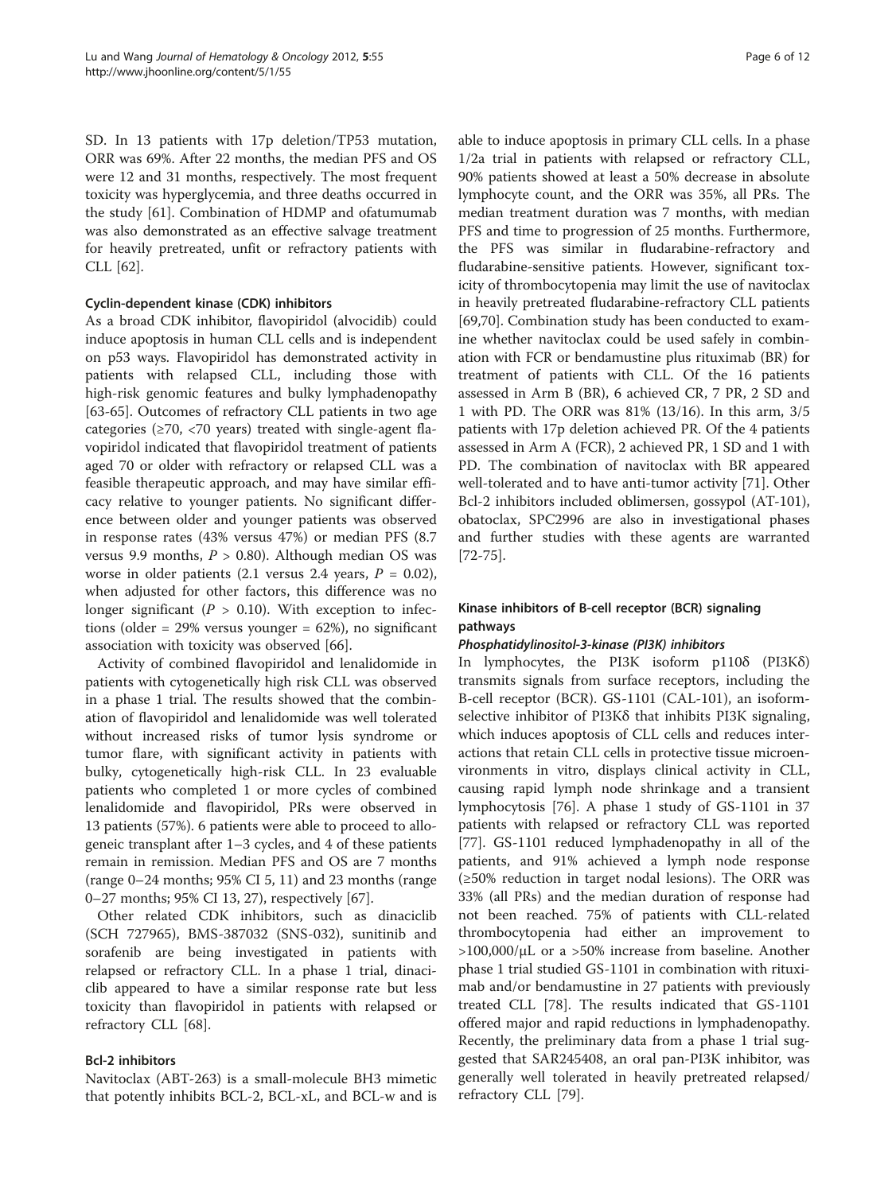SD. In 13 patients with 17p deletion/TP53 mutation, ORR was 69%. After 22 months, the median PFS and OS were 12 and 31 months, respectively. The most frequent toxicity was hyperglycemia, and three deaths occurred in the study [61]. Combination of HDMP and ofatumumab was also demonstrated as an effective salvage treatment for heavily pretreated, unfit or refractory patients with CLL [62].

#### Cyclin-dependent kinase (CDK) inhibitors

As a broad CDK inhibitor, flavopiridol (alvocidib) could induce apoptosis in human CLL cells and is independent on p53 ways. Flavopiridol has demonstrated activity in patients with relapsed CLL, including those with high-risk genomic features and bulky lymphadenopathy [63-65]. Outcomes of refractory CLL patients in two age categories (≥70, <70 years) treated with single-agent flavopiridol indicated that flavopiridol treatment of patients aged 70 or older with refractory or relapsed CLL was a feasible therapeutic approach, and may have similar efficacy relative to younger patients. No significant difference between older and younger patients was observed in response rates (43% versus 47%) or median PFS (8.7 versus 9.9 months, $P > 0.80$). Although median OS was worse in older patients (2.1 versus 2.4 years, $P = 0.02$), when adjusted for other factors, this difference was no longer significant ($P > 0.10$). With exception to infections (older = 29% versus younger = 62%), no significant association with toxicity was observed [66].

Activity of combined flavopiridol and lenalidomide in patients with cytogenetically high risk CLL was observed in a phase 1 trial. The results showed that the combination of flavopiridol and lenalidomide was well tolerated without increased risks of tumor lysis syndrome or tumor flare, with significant activity in patients with bulky, cytogenetically high-risk CLL. In 23 evaluable patients who completed 1 or more cycles of combined lenalidomide and flavopiridol, PRs were observed in 13 patients (57%). 6 patients were able to proceed to allogeneic transplant after 1–3 cycles, and 4 of these patients remain in remission. Median PFS and OS are 7 months (range 0–24 months; 95% CI 5, 11) and 23 months (range 0–27 months; 95% CI 13, 27), respectively [67].

Other related CDK inhibitors, such as dinaciclib (SCH 727965), BMS-387032 (SNS-032), sunitinib and sorafenib are being investigated in patients with relapsed or refractory CLL. In a phase 1 trial, dinaciclib appeared to have a similar response rate but less toxicity than flavopiridol in patients with relapsed or refractory CLL [68].

#### Bcl-2 inhibitors

Navitoclax (ABT-263) is a small-molecule BH3 mimetic that potently inhibits BCL-2, BCL-xL, and BCL-w and is able to induce apoptosis in primary CLL cells. In a phase 1/2a trial in patients with relapsed or refractory CLL, 90% patients showed at least a 50% decrease in absolute lymphocyte count, and the ORR was 35%, all PRs. The median treatment duration was 7 months, with median PFS and time to progression of 25 months. Furthermore, the PFS was similar in fludarabine-refractory and fludarabine-sensitive patients. However, significant toxicity of thrombocytopenia may limit the use of navitoclax in heavily pretreated fludarabine-refractory CLL patients [69,70]. Combination study has been conducted to examine whether navitoclax could be used safely in combination with FCR or bendamustine plus rituximab (BR) for treatment of patients with CLL. Of the 16 patients assessed in Arm B (BR), 6 achieved CR, 7 PR, 2 SD and 1 with PD. The ORR was 81% (13/16). In this arm, 3/5 patients with 17p deletion achieved PR. Of the 4 patients assessed in Arm A (FCR), 2 achieved PR, 1 SD and 1 with PD. The combination of navitoclax with BR appeared well-tolerated and to have anti-tumor activity [71]. Other Bcl-2 inhibitors included oblimersen, gossypol (AT-101), obatoclax, SPC2996 are also in investigational phases and further studies with these agents are warranted [72-75].

#### Kinase inhibitors of B-cell receptor (BCR) signaling pathways

##### *Phosphatidylinositol-3-kinase (PI3K) inhibitors*

In lymphocytes, the PI3K isoform p110δ (PI3Kδ) transmits signals from surface receptors, including the B-cell receptor (BCR). GS-1101 (CAL-101), an isoform-selective inhibitor of PI3Kδ that inhibits PI3K signaling, which induces apoptosis of CLL cells and reduces interactions that retain CLL cells in protective tissue microenvironments in vitro, displays clinical activity in CLL, causing rapid lymph node shrinkage and a transient lymphocytosis [76]. A phase 1 study of GS-1101 in 37 patients with relapsed or refractory CLL was reported [77]. GS-1101 reduced lymphadenopathy in all of the patients, and 91% achieved a lymph node response (≥50% reduction in target nodal lesions). The ORR was 33% (all PRs) and the median duration of response had not been reached. 75% of patients with CLL-related thrombocytopenia had either an improvement to >100,000/μL or a >50% increase from baseline. Another phase 1 trial studied GS-1101 in combination with rituximab and/or bendamustine in 27 patients with previously treated CLL [78]. The results indicated that GS-1101 offered major and rapid reductions in lymphadenopathy. Recently, the preliminary data from a phase 1 trial suggested that SAR245408, an oral pan-PI3K inhibitor, was generally well tolerated in heavily pretreated relapsed/refractory CLL [79].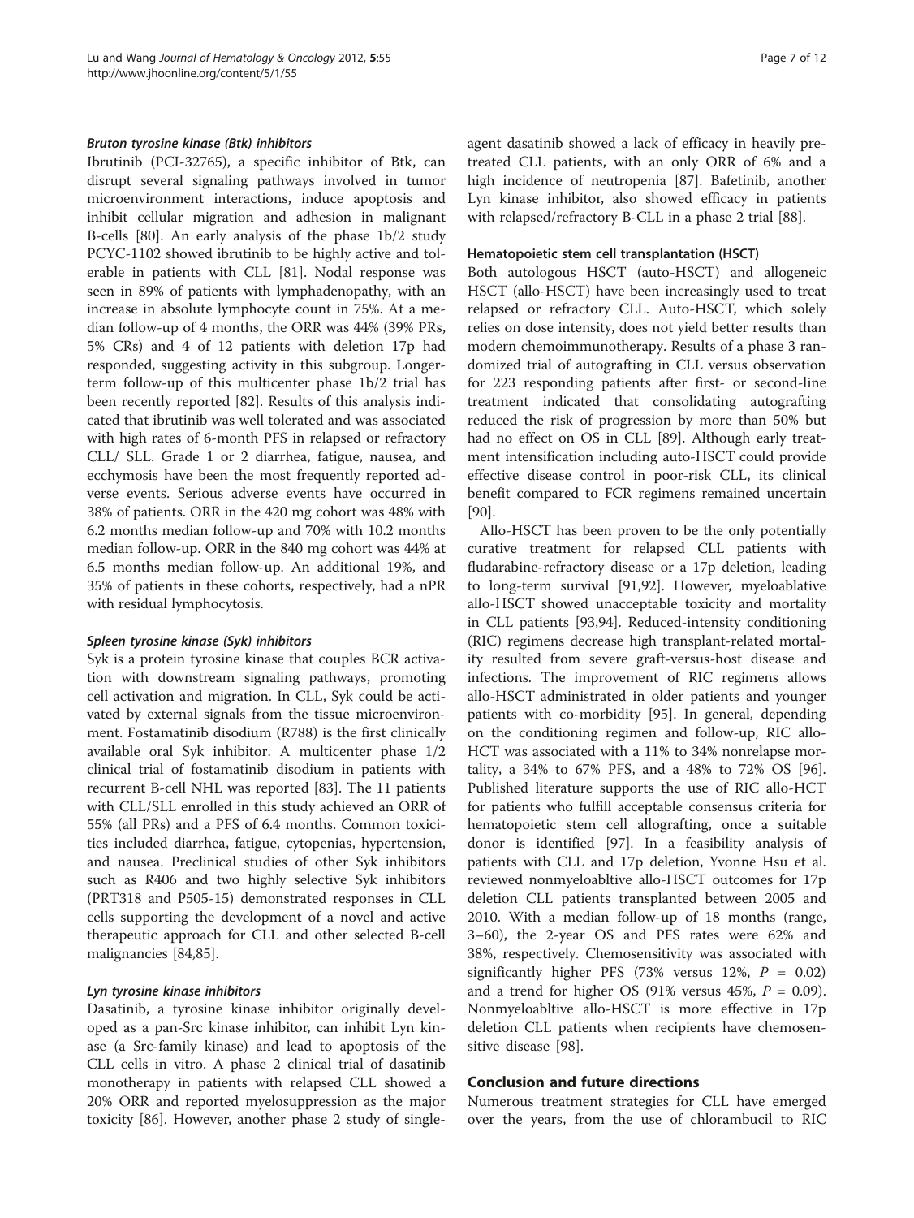#### *Bruton tyrosine kinase (Btk) inhibitors*

Ibrutinib (PCI-32765), a specific inhibitor of Btk, can disrupt several signaling pathways involved in tumor microenvironment interactions, induce apoptosis and inhibit cellular migration and adhesion in malignant B-cells [80]. An early analysis of the phase 1b/2 study PCYC-1102 showed ibrutinib to be highly active and tolerable in patients with CLL [81]. Nodal response was seen in 89% of patients with lymphadenopathy, with an increase in absolute lymphocyte count in 75%. At a median follow-up of 4 months, the ORR was 44% (39% PRs, 5% CRs) and 4 of 12 patients with deletion 17p had responded, suggesting activity in this subgroup. Longer-term follow-up of this multicenter phase 1b/2 trial has been recently reported [82]. Results of this analysis indicated that ibrutinib was well tolerated and was associated with high rates of 6-month PFS in relapsed or refractory CLL/ SLL. Grade 1 or 2 diarrhea, fatigue, nausea, and ecchymosis have been the most frequently reported adverse events. Serious adverse events have occurred in 38% of patients. ORR in the 420 mg cohort was 48% with 6.2 months median follow-up and 70% with 10.2 months median follow-up. ORR in the 840 mg cohort was 44% at 6.5 months median follow-up. An additional 19%, and 35% of patients in these cohorts, respectively, had a nPR with residual lymphocytosis.

#### *Spleen tyrosine kinase (Syk) inhibitors*

Syk is a protein tyrosine kinase that couples BCR activation with downstream signaling pathways, promoting cell activation and migration. In CLL, Syk could be activated by external signals from the tissue microenvironment. Fostamatinib disodium (R788) is the first clinically available oral Syk inhibitor. A multicenter phase 1/2 clinical trial of fostamatinib disodium in patients with recurrent B-cell NHL was reported [83]. The 11 patients with CLL/SLL enrolled in this study achieved an ORR of 55% (all PRs) and a PFS of 6.4 months. Common toxicities included diarrhea, fatigue, cytopenias, hypertension, and nausea. Preclinical studies of other Syk inhibitors such as R406 and two highly selective Syk inhibitors (PRT318 and P505-15) demonstrated responses in CLL cells supporting the development of a novel and active therapeutic approach for CLL and other selected B-cell malignancies [84,85].

#### *Lyn tyrosine kinase inhibitors*

Dasatinib, a tyrosine kinase inhibitor originally developed as a pan-Src kinase inhibitor, can inhibit Lyn kinase (a Src-family kinase) and lead to apoptosis of the CLL cells in vitro. A phase 2 clinical trial of dasatinib monotherapy in patients with relapsed CLL showed a 20% ORR and reported myelosuppression as the major toxicity [86]. However, another phase 2 study of single-agent dasatinib showed a lack of efficacy in heavily pretreated CLL patients, with an only ORR of 6% and a high incidence of neutropenia [87]. Bafetinib, another Lyn kinase inhibitor, also showed efficacy in patients with relapsed/refractory B-CLL in a phase 2 trial [88].

### Hematopoietic stem cell transplantation (HSCT)

Both autologous HSCT (auto-HSCT) and allogeneic HSCT (allo-HSCT) have been increasingly used to treat relapsed or refractory CLL. Auto-HSCT, which solely relies on dose intensity, does not yield better results than modern chemoimmunotherapy. Results of a phase 3 randomized trial of autografting in CLL versus observation for 223 responding patients after first- or second-line treatment indicated that consolidating autografting reduced the risk of progression by more than 50% but had no effect on OS in CLL [89]. Although early treatment intensification including auto-HSCT could provide effective disease control in poor-risk CLL, its clinical benefit compared to FCR regimens remained uncertain [90].

Allo-HSCT has been proven to be the only potentially curative treatment for relapsed CLL patients with fludarabine-refractory disease or a 17p deletion, leading to long-term survival [91,92]. However, myeloablative allo-HSCT showed unacceptable toxicity and mortality in CLL patients [93,94]. Reduced-intensity conditioning (RIC) regimens decrease high transplant-related mortality resulted from severe graft-versus-host disease and infections. The improvement of RIC regimens allows allo-HSCT administrated in older patients and younger patients with co-morbidity [95]. In general, depending on the conditioning regimen and follow-up, RIC allo-HCT was associated with a 11% to 34% nonrelapse mortality, a 34% to 67% PFS, and a 48% to 72% OS [96]. Published literature supports the use of RIC allo-HCT for patients who fulfill acceptable consensus criteria for hematopoietic stem cell allografting, once a suitable donor is identified [97]. In a feasibility analysis of patients with CLL and 17p deletion, Yvonne Hsu et al. reviewed nonmyeloabltive allo-HSCT outcomes for 17p deletion CLL patients transplanted between 2005 and 2010. With a median follow-up of 18 months (range, 3–60), the 2-year OS and PFS rates were 62% and 38%, respectively. Chemosensitivity was associated with significantly higher PFS (73% versus 12%, $P = 0.02$) and a trend for higher OS (91% versus 45%, $P = 0.09$). Nonmyeloabltive allo-HSCT is more effective in 17p deletion CLL patients when recipients have chemosensitive disease [98].

## Conclusion and future directions

Numerous treatment strategies for CLL have emerged over the years, from the use of chlorambucil to RIC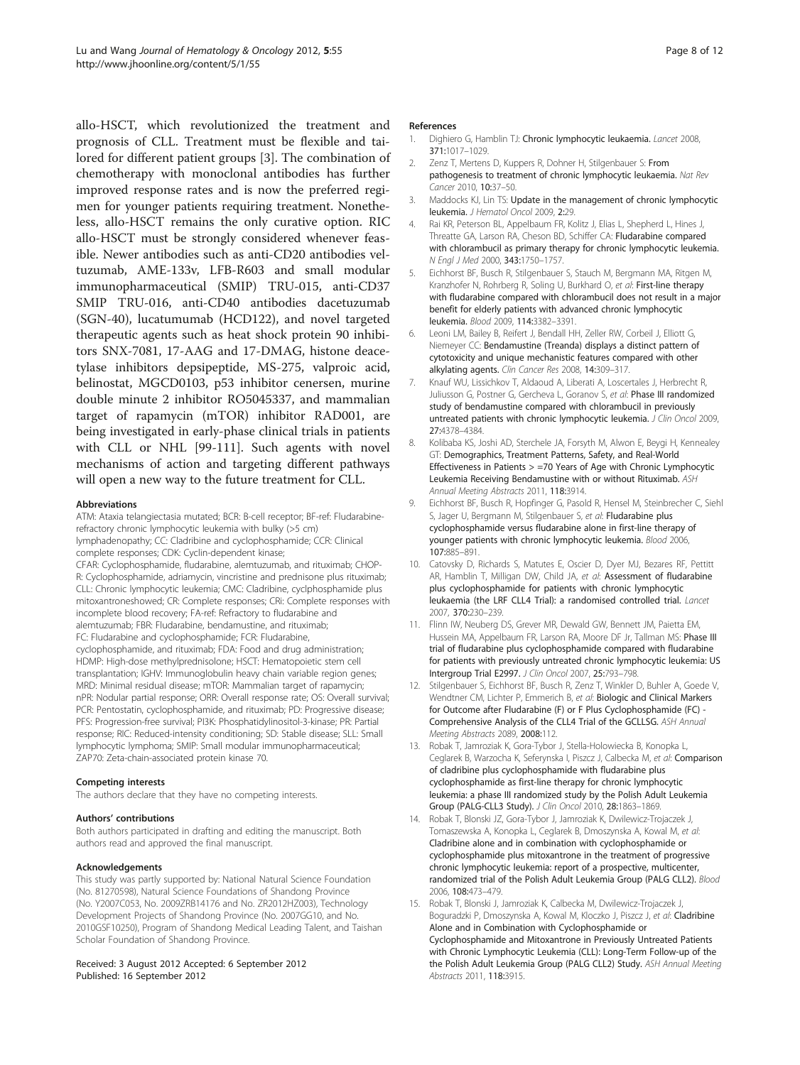allo-HSCT, which revolutionized the treatment and prognosis of CLL. Treatment must be flexible and tailored for different patient groups [3]. The combination of chemotherapy with monoclonal antibodies has further improved response rates and is now the preferred regimen for younger patients requiring treatment. Nonetheless, allo-HSCT remains the only curative option. RIC allo-HSCT must be strongly considered whenever feasible. Newer antibodies such as anti-CD20 antibodies veltuzumab, AME-133v, LFB-R603 and small modular immunopharmaceutical (SMIP) TRU-015, anti-CD37 SMIP TRU-016, anti-CD40 antibodies dacetuzumab (SGN-40), lucatumumab (HCD122), and novel targeted therapeutic agents such as heat shock protein 90 inhibitors SNX-7081, 17-AAG and 17-DMAG, histone deacetylase inhibitors depsipeptide, MS-275, valproic acid, belinostat, MGCD0103, p53 inhibitor cenersen, murine double minute 2 inhibitor RO5045337, and mammalian target of rapamycin (mTOR) inhibitor RAD001, are being investigated in early-phase clinical trials in patients with CLL or NHL [99-111]. Such agents with novel mechanisms of action and targeting different pathways will open a new way to the future treatment for CLL.

### Abbreviations

ATM: Ataxia telangiectasia mutated; BCR: B-cell receptor; BF-ref: Fludarabine-refractory chronic lymphocytic leukemia with bulky (>5 cm) lymphadenopathy; CC: Cladribine and cyclophosphamide; CCR: Clinical complete responses; CDK: Cyclin-dependent kinase; CFAR: Cyclophosphamide, fludarabine, alemtuzumab, and rituximab; CHOP-R: Cyclophosphamide, adriamycin, vincristine and prednisone plus rituximab; CLL: Chronic lymphocytic leukemia; CMC: Cladribine, cyclphosphamide plus mitoxantroneshowed; CR: Complete responses; CRi: Complete responses with incomplete blood recovery; FA-ref: Refractory to fludarabine and alemtuzumab; FBR: Fludarabine, bendamustine, and rituximab; FC: Fludarabine and cyclophosphamide; FCR: Fludarabine, cyclophosphamide, and rituximab; FDA: Food and drug administration; HDMP: High-dose methylprednisolone; HSCT: Hematopoietic stem cell transplantation; IGHV: Immunoglobulin heavy chain variable region genes; MRD: Minimal residual disease; mTOR: Mammalian target of rapamycin; nPR: Nodular partial response; ORR: Overall response rate; OS: Overall survival; PCR: Pentostatin, cyclophosphamide, and rituximab; PD: Progressive disease; PFS: Progression-free survival; PI3K: Phosphatidylinositol-3-kinase; PR: Partial response; RIC: Reduced-intensity conditioning; SD: Stable disease; SLL: Small lymphocytic lymphoma; SMIP: Small modular immunopharmaceutical; ZAP70: Zeta-chain-associated protein kinase 70.

### Competing interests

The authors declare that they have no competing interests.

### Authors' contributions

Both authors participated in drafting and editing the manuscript. Both authors read and approved the final manuscript.

### Acknowledgements

This study was partly supported by: National Natural Science Foundation (No. 81270598), Natural Science Foundations of Shandong Province (No. Y2007C053, No. 2009ZRB14176 and No. ZR2012HZ003), Technology Development Projects of Shandong Province (No. 2007GG10, and No. 2010GSF10250), Program of Shandong Medical Leading Talent, and Taishan Scholar Foundation of Shandong Province.

Received: 3 August 2012 Accepted: 6 September 2012
Published: 16 September 2012

### References

1. Dighiero G, Hamblin TJ: **Chronic lymphocytic leukaemia.** *Lancet* 2008, **371:**1017–1029.
2. Zenz T, Mertens D, Kuppers R, Dohner H, Stilgenbauer S: **From pathogenesis to treatment of chronic lymphocytic leukaemia.** *Nat Rev Cancer* 2010, **10:**37–50.
3. Maddocks KJ, Lin TS: **Update in the management of chronic lymphocytic leukemia.** *J Hematol Oncol* 2009, **2:**29.
4. Rai KR, Peterson BL, Appelbaum FR, Kolitz J, Elias L, Shepherd L, Hines J, Threatte GA, Larson RA, Cheson BD, Schiffer CA: **Fludarabine compared with chlorambucil as primary therapy for chronic lymphocytic leukemia.** *N Engl J Med* 2000, **343:**1750–1757.
5. Eichhorst BF, Busch R, Stilgenbauer S, Stauch M, Bergmann MA, Ritgen M, Kranzhofer N, Rohrberg R, Soling U, Burkhard O, *et al*: **First-line therapy with fludarabine compared with chlorambucil does not result in a major benefit for elderly patients with advanced chronic lymphocytic leukemia.** *Blood* 2009, **114:**3382–3391.
6. Leoni LM, Bailey B, Reifert J, Bendall HH, Zeller RW, Corbeil J, Elliott G, Niemeyer CC: **Bendamustine (Treanda) displays a distinct pattern of cytotoxicity and unique mechanistic features compared with other alkylating agents.** *Clin Cancer Res* 2008, **14:**309–317.
7. Knauf WU, Lissichkov T, Aldaoud A, Liberati A, Loscertales J, Herbrecht R, Juliusson G, Postner G, Gercheva L, Goranov S, *et al*: **Phase III randomized study of bendamustine compared with chlorambucil in previously untreated patients with chronic lymphocytic leukemia.** *J Clin Oncol* 2009, **27:**4378–4384.
8. Kolibaba KS, Joshi AD, Sterchele JA, Forsyth M, Alwon E, Beygi H, Kennealey GT: **Demographics, Treatment Patterns, Safety, and Real-World Effectiveness in Patients > =70 Years of Age with Chronic Lymphocytic Leukemia Receiving Bendamustine with or without Rituximab.** *ASH Annual Meeting Abstracts* 2011, **118:**3914.
9. Eichhorst BF, Busch R, Hopfinger G, Pasold R, Hensel M, Steinbrecher C, Siehl S, Jager U, Bergmann M, Stilgenbauer S, *et al*: **Fludarabine plus cyclophosphamide versus fludarabine alone in first-line therapy of younger patients with chronic lymphocytic leukemia.** *Blood* 2006, **107:**885–891.
10. Catovsky D, Richards S, Matutes E, Oscier D, Dyer MJ, Bezares RF, Pettitt AR, Hamblin T, Milligan DW, Child JA, *et al*: **Assessment of fludarabine plus cyclophosphamide for patients with chronic lymphocytic leukaemia (the LRF CLL4 Trial): a randomised controlled trial.** *Lancet* 2007, **370:**230–239.
11. Flinn IW, Neuberg DS, Grever MR, Dewald GW, Bennett JM, Paietta EM, Hussein MA, Appelbaum FR, Larson RA, Moore DF Jr, Tallman MS: **Phase III trial of fludarabine plus cyclophosphamide compared with fludarabine for patients with previously untreated chronic lymphocytic leukemia: US Intergroup Trial E2997.** *J Clin Oncol* 2007, **25:**793–798.
12. Stilgenbauer S, Eichhorst BF, Busch R, Zenz T, Winkler D, Buhler A, Goede V, Wendtner CM, Lichter P, Emmerich B, *et al*: **Biologic and Clinical Markers for Outcome after Fludarabine (F) or F Plus Cyclophosphamide (FC) - Comprehensive Analysis of the CLL4 Trial of the GCLLSG.** *ASH Annual Meeting Abstracts* 2089, **2008:**112.
13. Robak T, Jamroziak K, Gora-Tybor J, Stella-Holowiecka B, Konopka L, Ceglarek B, Warzocha K, Seferynska I, Piszcz J, Calbecka M, *et al*: **Comparison of cladribine plus cyclophosphamide with fludarabine plus cyclophosphamide as first-line therapy for chronic lymphocytic leukemia: a phase III randomized study by the Polish Adult Leukemia Group (PALG-CLL3 Study).** *J Clin Oncol* 2010, **28:**1863–1869.
14. Robak T, Blonski JZ, Gora-Tybor J, Jamroziak K, Dwilewicz-Trojaczek J, Tomaszewska A, Konopka L, Ceglarek B, Dmoszynska A, Kowal M, *et al*: **Cladribine alone and in combination with cyclophosphamide or cyclophosphamide plus mitoxantrone in the treatment of progressive chronic lymphocytic leukemia: report of a prospective, multicenter, randomized trial of the Polish Adult Leukemia Group (PALG CLL2).** *Blood* 2006, **108:**473–479.
15. Robak T, Blonski J, Jamroziak K, Calbecka M, Dwilewicz-Trojaczek J, Boguradzki P, Dmoszynska A, Kowal M, Kloczko J, Piszcz J, *et al*: **Cladribine Alone and in Combination with Cyclophosphamide or Cyclophosphamide and Mitoxantrone in Previously Untreated Patients with Chronic Lymphocytic Leukemia (CLL): Long-Term Follow-up of the the Polish Adult Leukemia Group (PALG CLL2) Study.** *ASH Annual Meeting Abstracts* 2011, **118:**3915.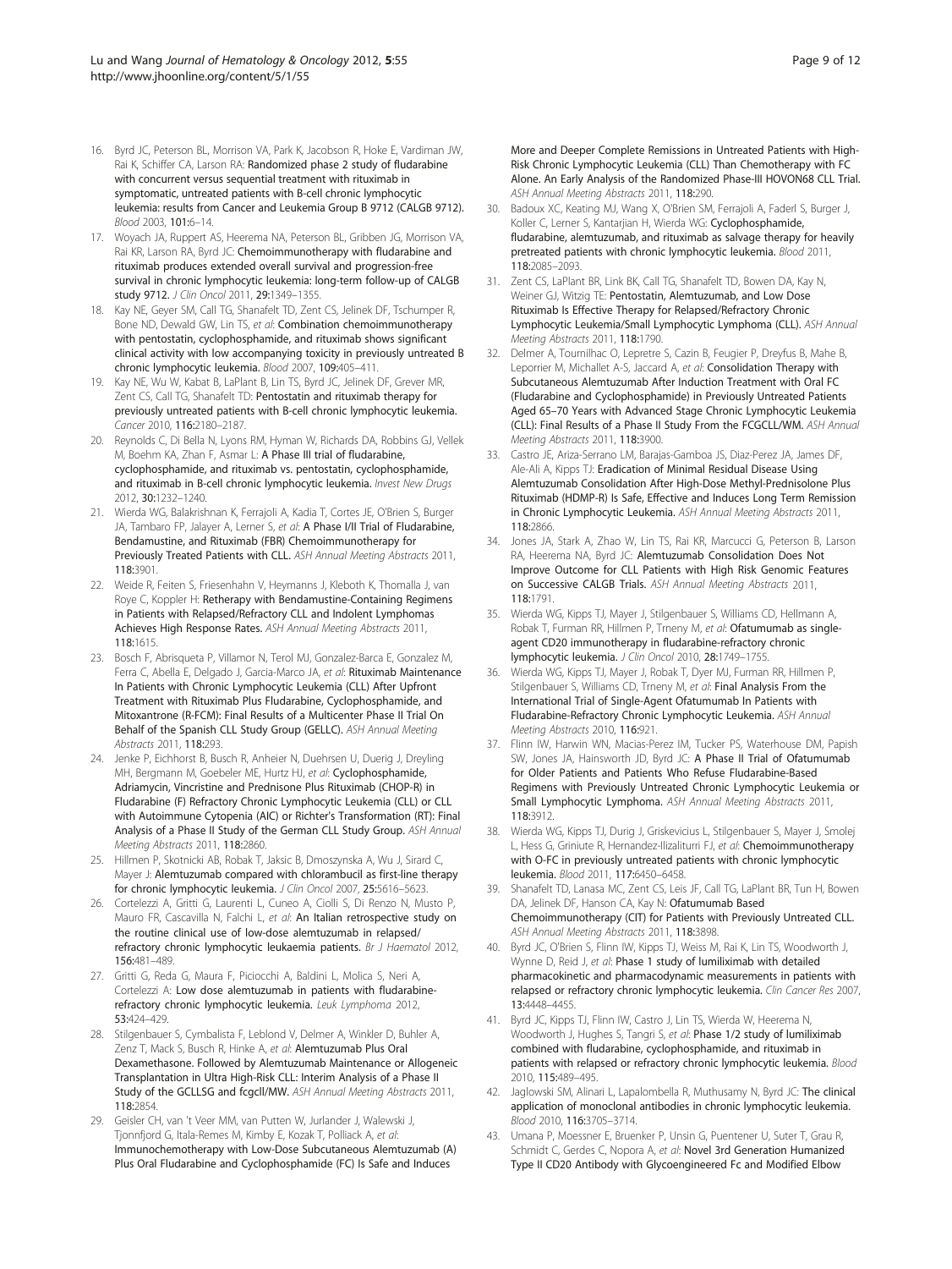16. Byrd JC, Peterson BL, Morrison VA, Park K, Jacobson R, Hoke E, Vardiman JW, Rai K, Schiffer CA, Larson RA: **Randomized phase 2 study of fludarabine with concurrent versus sequential treatment with rituximab in symptomatic, untreated patients with B-cell chronic lymphocytic leukemia: results from Cancer and Leukemia Group B 9712 (CALGB 9712).** *Blood* 2003, **101:**6–14.
17. Woyach JA, Ruppert AS, Heerema NA, Peterson BL, Gribben JG, Morrison VA, Rai KR, Larson RA, Byrd JC: **Chemoimmunotherapy with fludarabine and rituximab produces extended overall survival and progression-free survival in chronic lymphocytic leukemia: long-term follow-up of CALGB study 9712.** *J Clin Oncol* 2011, **29:**1349–1355.
18. Kay NE, Geyer SM, Call TG, Shanafelt TD, Zent CS, Jelinek DF, Tschumper R, Bone ND, Dewald GW, Lin TS, *et al*: **Combination chemoimmunotherapy with pentostatin, cyclophosphamide, and rituximab shows significant clinical activity with low accompanying toxicity in previously untreated B chronic lymphocytic leukemia.** *Blood* 2007, **109:**405–411.
19. Kay NE, Wu W, Kabat B, LaPlant B, Lin TS, Byrd JC, Jelinek DF, Grever MR, Zent CS, Call TG, Shanafelt TD: **Pentostatin and rituximab therapy for previously untreated patients with B-cell chronic lymphocytic leukemia.** *Cancer* 2010, **116:**2180–2187.
20. Reynolds C, Di Bella N, Lyons RM, Hyman W, Richards DA, Robbins GJ, Vellek M, Boehm KA, Zhan F, Asmar L: **A Phase III trial of fludarabine, cyclophosphamide, and rituximab vs. pentostatin, cyclophosphamide, and rituximab in B-cell chronic lymphocytic leukemia.** *Invest New Drugs* 2012, **30:**1232–1240.
21. Wierda WG, Balakrishnan K, Ferrajoli A, Kadia T, Cortes JE, O'Brien S, Burger JA, Tambaro FP, Jalayer A, Lerner S, *et al*: **A Phase I/II Trial of Fludarabine, Bendamustine, and Rituximab (FBR) Chemoimmunotherapy for Previously Treated Patients with CLL.** *ASH Annual Meeting Abstracts* 2011, **118:**3901.
22. Weide R, Feiten S, Friesenhahn V, Heymanns J, Kleboth K, Thomalla J, van Roye C, Koppler H: **Retherapy with Bendamustine-Containing Regimens in Patients with Relapsed/Refractory CLL and Indolent Lymphomas Achieves High Response Rates.** *ASH Annual Meeting Abstracts* 2011, **118:**1615.
23. Bosch F, Abrisqueta P, Villamor N, Terol MJ, Gonzalez-Barca E, Gonzalez M, Ferra C, Abella E, Delgado J, Garcia-Marco JA, *et al*: **Rituximab Maintenance In Patients with Chronic Lymphocytic Leukemia (CLL) After Upfront Treatment with Rituximab Plus Fludarabine, Cyclophosphamide, and Mitoxantrone (R-FCM): Final Results of a Multicenter Phase II Trial On Behalf of the Spanish CLL Study Group (GELLC).** *ASH Annual Meeting Abstracts* 2011, **118:**293.
24. Jenke P, Eichhorst B, Busch R, Anheier N, Duehrsen U, Duerig J, Dreyling MH, Bergmann M, Goebeler ME, Hurtz HJ, *et al*: **Cyclophosphamide, Adriamycin, Vincristine and Prednisone Plus Rituximab (CHOP-R) in Fludarabine (F) Refractory Chronic Lymphocytic Leukemia (CLL) or CLL with Autoimmune Cytopenia (AIC) or Richter's Transformation (RT): Final Analysis of a Phase II Study of the German CLL Study Group.** *ASH Annual Meeting Abstracts* 2011, **118:**2860.
25. Hillmen P, Skotnicki AB, Robak T, Jaksic B, Dmoszynska A, Wu J, Sirard C, Mayer J: **Alemtuzumab compared with chlorambucil as first-line therapy for chronic lymphocytic leukemia.** *J Clin Oncol* 2007, **25:**5616–5623.
26. Cortelezzi A, Gritti G, Laurenti L, Cuneo A, Ciolli S, Di Renzo N, Musto P, Mauro FR, Cascavilla N, Falchi L, *et al*: **An Italian retrospective study on the routine clinical use of low-dose alemtuzumab in relapsed/refractory chronic lymphocytic leukaemia patients.** *Br J Haematol* 2012, **156:**481–489.
27. Gritti G, Reda G, Maura F, Piciocchi A, Baldini L, Molica S, Neri A, Cortelezzi A: **Low dose alemtuzumab in patients with fludarabine-refractory chronic lymphocytic leukemia.** *Leuk Lymphoma* 2012, **53:**424–429.
28. Stilgenbauer S, Cymbalista F, Leblond V, Delmer A, Winkler D, Buhler A, Zenz T, Mack S, Busch R, Hinke A, *et al*: **Alemtuzumab Plus Oral Dexamethasone. Followed by Alemtuzumab Maintenance or Allogeneic Transplantation in Ultra High-Risk CLL: Interim Analysis of a Phase II Study of the GCLLSG and fcgcll/MW.** *ASH Annual Meeting Abstracts* 2011, **118:**2854.
29. Geisler CH, van 't Veer MM, van Putten W, Jurlander J, Walewski J, Tjonnfjord G, Itala-Remes M, Kimby E, Kozak T, Polliack A, *et al*: **Immunochemotherapy with Low-Dose Subcutaneous Alemtuzumab (A) Plus Oral Fludarabine and Cyclophosphamide (FC) Is Safe and Induces More and Deeper Complete Remissions in Untreated Patients with High-Risk Chronic Lymphocytic Leukemia (CLL) Than Chemotherapy with FC Alone. An Early Analysis of the Randomized Phase-III HOVON68 CLL Trial.** *ASH Annual Meeting Abstracts* 2011, **118:**290.
30. Badoux XC, Keating MJ, Wang X, O'Brien SM, Ferrajoli A, Faderl S, Burger J, Koller C, Lerner S, Kantarjian H, Wierda WG: **Cyclophosphamide, fludarabine, alemtuzumab, and rituximab as salvage therapy for heavily pretreated patients with chronic lymphocytic leukemia.** *Blood* 2011, **118:**2085–2093.
31. Zent CS, LaPlant BR, Link BK, Call TG, Shanafelt TD, Bowen DA, Kay N, Weiner GJ, Witzig TE: **Pentostatin, Alemtuzumab, and Low Dose Rituximab Is Effective Therapy for Relapsed/Refractory Chronic Lymphocytic Leukemia/Small Lymphocytic Lymphoma (CLL).** *ASH Annual Meeting Abstracts* 2011, **118:**1790.
32. Delmer A, Tournilhac O, Lepretre S, Cazin B, Feugier P, Dreyfus B, Mahe B, Leporrier M, Michallet A-S, Jaccard A, *et al*: **Consolidation Therapy with Subcutaneous Alemtuzumab After Induction Treatment with Oral FC (Fludarabine and Cyclophosphamide) in Previously Untreated Patients Aged 65–70 Years with Advanced Stage Chronic Lymphocytic Leukemia (CLL): Final Results of a Phase II Study From the FCGCLL/WM.** *ASH Annual Meeting Abstracts* 2011, **118:**3900.
33. Castro JE, Ariza-Serrano LM, Barajas-Gamboa JS, Diaz-Perez JA, James DF, Ale-Ali A, Kipps TJ: **Eradication of Minimal Residual Disease Using Alemtuzumab Consolidation After High-Dose Methyl-Prednisolone Plus Rituximab (HDMP-R) Is Safe, Effective and Induces Long Term Remission in Chronic Lymphocytic Leukemia.** *ASH Annual Meeting Abstracts* 2011, **118:**2866.
34. Jones JA, Stark A, Zhao W, Lin TS, Rai KR, Marcucci G, Peterson B, Larson RA, Heerema NA, Byrd JC: **Alemtuzumab Consolidation Does Not Improve Outcome for CLL Patients with High Risk Genomic Features on Successive CALGB Trials.** *ASH Annual Meeting Abstracts* 2011, **118:**1791.
35. Wierda WG, Kipps TJ, Mayer J, Stilgenbauer S, Williams CD, Hellmann A, Robak T, Furman RR, Hillmen P, Trneny M, *et al*: **Ofatumumab as single-agent CD20 immunotherapy in fludarabine-refractory chronic lymphocytic leukemia.** *J Clin Oncol* 2010, **28:**1749–1755.
36. Wierda WG, Kipps TJ, Mayer J, Robak T, Dyer MJ, Furman RR, Hillmen P, Stilgenbauer S, Williams CD, Trneny M, *et al*: **Final Analysis From the International Trial of Single-Agent Ofatumumab In Patients with Fludarabine-Refractory Chronic Lymphocytic Leukemia.** *ASH Annual Meeting Abstracts* 2010, **116:**921.
37. Flinn IW, Harwin WN, Macias-Perez IM, Tucker PS, Waterhouse DM, Papish SW, Jones JA, Hainsworth JD, Byrd JC: **A Phase II Trial of Ofatumumab for Older Patients and Patients Who Refuse Fludarabine-Based Regimens with Previously Untreated Chronic Lymphocytic Leukemia or Small Lymphocytic Lymphoma.** *ASH Annual Meeting Abstracts* 2011, **118:**3912.
38. Wierda WG, Kipps TJ, Durig J, Griskevicius L, Stilgenbauer S, Mayer J, Smolej L, Hess G, Griniute R, Hernandez-Ilizaliturri FJ, *et al*: **Chemoimmunotherapy with O-FC in previously untreated patients with chronic lymphocytic leukemia.** *Blood* 2011, **117:**6450–6458.
39. Shanafelt TD, Lanasa MC, Zent CS, Leis JF, Call TG, LaPlant BR, Tun H, Bowen DA, Jelinek DF, Hanson CA, Kay N: **Ofatumumab Based Chemoimmunotherapy (CIT) for Patients with Previously Untreated CLL.** *ASH Annual Meeting Abstracts* 2011, **118:**3898.
40. Byrd JC, O'Brien S, Flinn IW, Kipps TJ, Weiss M, Rai K, Lin TS, Woodworth J, Wynne D, Reid J, *et al*: **Phase 1 study of lumiliximab with detailed pharmacokinetic and pharmacodynamic measurements in patients with relapsed or refractory chronic lymphocytic leukemia.** *Clin Cancer Res* 2007, **13:**4448–4455.
41. Byrd JC, Kipps TJ, Flinn IW, Castro J, Lin TS, Wierda W, Heerema N, Woodworth J, Hughes S, Tangri S, *et al*: **Phase 1/2 study of lumiliximab combined with fludarabine, cyclophosphamide, and rituximab in patients with relapsed or refractory chronic lymphocytic leukemia.** *Blood* 2010, **115:**489–495.
42. Jaglowski SM, Alinari L, Lapalombella R, Muthusamy N, Byrd JC: **The clinical application of monoclonal antibodies in chronic lymphocytic leukemia.** *Blood* 2010, **116:**3705–3714.
43. Umana P, Moessner E, Bruenker P, Unsin G, Puentener U, Suter T, Grau R, Schmidt C, Gerdes C, Nopora A, *et al*: **Novel 3rd Generation Humanized Type II CD20 Antibody with Glycoengineered Fc and Modified Elbow**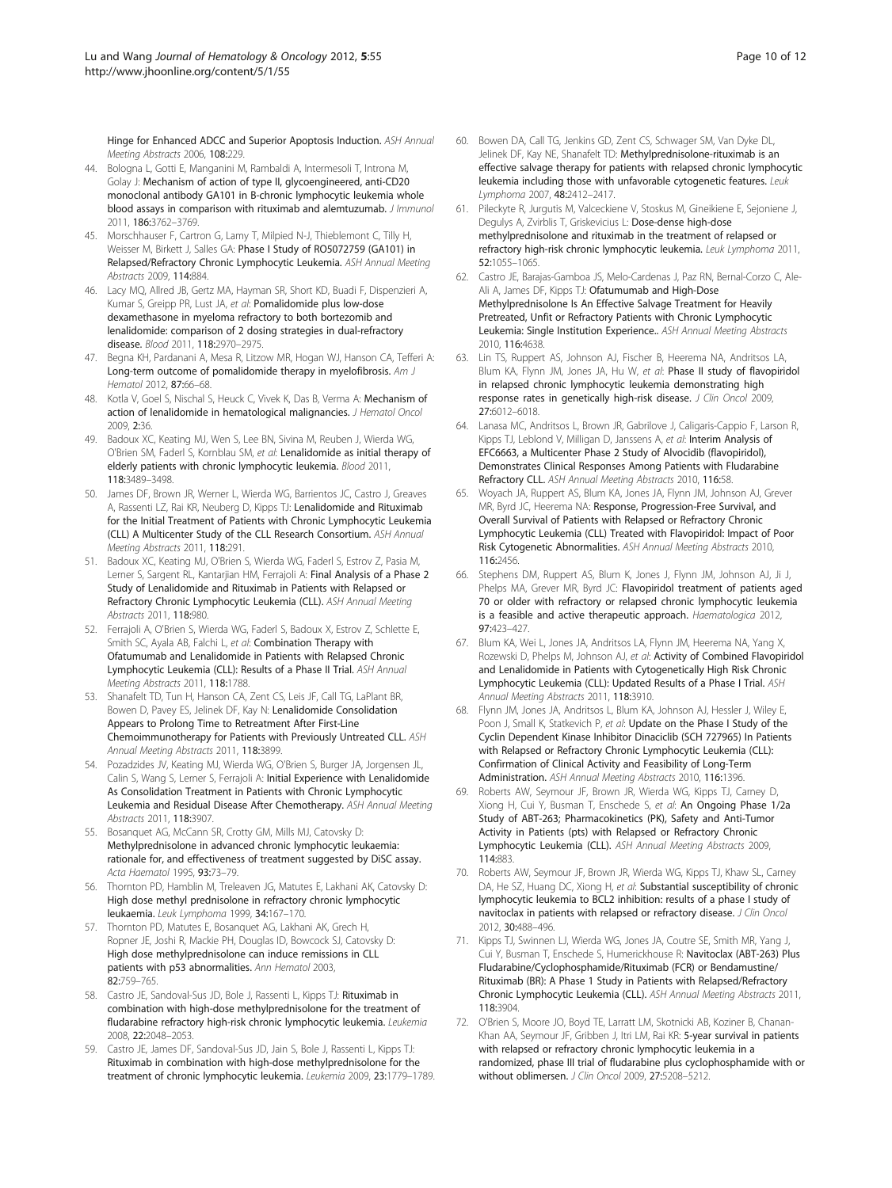Hinge for Enhanced ADCC and Superior Apoptosis Induction. *ASH Annual Meeting Abstracts* 2006, **108:**229.

44. Bologna L, Gotti E, Manganini M, Rambaldi A, Intermesoli T, Introna M, Golay J: **Mechanism of action of type II, glycoengineered, anti-CD20 monoclonal antibody GA101 in B-chronic lymphocytic leukemia whole blood assays in comparison with rituximab and alemtuzumab.** *J Immunol* 2011, **186:**3762–3769.
45. Morschhauser F, Cartron G, Lamy T, Milpied N-J, Thieblemont C, Tilly H, Weisser M, Birkett J, Salles GA: **Phase I Study of RO5072759 (GA101) in Relapsed/Refractory Chronic Lymphocytic Leukemia.** *ASH Annual Meeting Abstracts* 2009, **114:**884.
46. Lacy MQ, Allred JB, Gertz MA, Hayman SR, Short KD, Buadi F, Dispenzieri A, Kumar S, Greipp PR, Lust JA, *et al*: **Pomalidomide plus low-dose dexamethasone in myeloma refractory to both bortezomib and lenalidomide: comparison of 2 dosing strategies in dual-refractory disease.** *Blood* 2011, **118:**2970–2975.
47. Begna KH, Pardanani A, Mesa R, Litzow MR, Hogan WJ, Hanson CA, Tefferi A: **Long-term outcome of pomalidomide therapy in myelofibrosis.** *Am J Hematol* 2012, **87:**66–68.
48. Kotla V, Goel S, Nischal S, Heuck C, Vivek K, Das B, Verma A: **Mechanism of action of lenalidomide in hematological malignancies.** *J Hematol Oncol* 2009, **2:**36.
49. Badoux XC, Keating MJ, Wen S, Lee BN, Sivina M, Reuben J, Wierda WG, O'Brien SM, Faderl S, Kornblau SM, *et al*: **Lenalidomide as initial therapy of elderly patients with chronic lymphocytic leukemia.** *Blood* 2011, **118:**3489–3498.
50. James DF, Brown JR, Werner L, Wierda WG, Barrientos JC, Castro J, Greaves A, Rassenti LZ, Rai KR, Neuberg D, Kipps TJ: **Lenalidomide and Rituximab for the Initial Treatment of Patients with Chronic Lymphocytic Leukemia (CLL) A Multicenter Study of the CLL Research Consortium.** *ASH Annual Meeting Abstracts* 2011, **118:**291.
51. Badoux XC, Keating MJ, O'Brien S, Wierda WG, Faderl S, Estrov Z, Pasia M, Lerner S, Sargent RL, Kantarjian HM, Ferrajoli A: **Final Analysis of a Phase 2 Study of Lenalidomide and Rituximab in Patients with Relapsed or Refractory Chronic Lymphocytic Leukemia (CLL).** *ASH Annual Meeting Abstracts* 2011, **118:**980.
52. Ferrajoli A, O'Brien S, Wierda WG, Faderl S, Badoux X, Estrov Z, Schlette E, Smith SC, Ayala AB, Falchi L, *et al*: **Combination Therapy with Ofatumumab and Lenalidomide in Patients with Relapsed Chronic Lymphocytic Leukemia (CLL): Results of a Phase II Trial.** *ASH Annual Meeting Abstracts* 2011, **118:**1788.
53. Shanafelt TD, Tun H, Hanson CA, Zent CS, Leis JF, Call TG, LaPlant BR, Bowen D, Pavey ES, Jelinek DF, Kay N: **Lenalidomide Consolidation Appears to Prolong Time to Retreatment After First-Line Chemoimmunotherapy for Patients with Previously Untreated CLL.** *ASH Annual Meeting Abstracts* 2011, **118:**3899.
54. Pozadzides JV, Keating MJ, Wierda WG, O'Brien S, Burger JA, Jorgensen JL, Calin S, Wang S, Lerner S, Ferrajoli A: **Initial Experience with Lenalidomide As Consolidation Treatment in Patients with Chronic Lymphocytic Leukemia and Residual Disease After Chemotherapy.** *ASH Annual Meeting Abstracts* 2011, **118:**3907.
55. Bosanquet AG, McCann SR, Crotty GM, Mills MJ, Catovsky D: **Methylprednisolone in advanced chronic lymphocytic leukaemia: rationale for, and effectiveness of treatment suggested by DiSC assay.** *Acta Haematol* 1995, **93:**73–79.
56. Thornton PD, Hamblin M, Treleaven JG, Matutes E, Lakhani AK, Catovsky D: **High dose methyl prednisolone in refractory chronic lymphocytic leukaemia.** *Leuk Lymphoma* 1999, **34:**167–170.
57. Thornton PD, Matutes E, Bosanquet AG, Lakhani AK, Grech H, Ropner JE, Joshi R, Mackie PH, Douglas ID, Bowcock SJ, Catovsky D: **High dose methylprednisolone can induce remissions in CLL patients with p53 abnormalities.** *Ann Hematol* 2003, **82:**759–765.
58. Castro JE, Sandoval-Sus JD, Bole J, Rassenti L, Kipps TJ: **Rituximab in combination with high-dose methylprednisolone for the treatment of fludarabine refractory high-risk chronic lymphocytic leukemia.** *Leukemia* 2008, **22:**2048–2053.
59. Castro JE, James DF, Sandoval-Sus JD, Jain S, Bole J, Rassenti L, Kipps TJ: **Rituximab in combination with high-dose methylprednisolone for the treatment of chronic lymphocytic leukemia.** *Leukemia* 2009, **23:**1779–1789.
60. Bowen DA, Call TG, Jenkins GD, Zent CS, Schwager SM, Van Dyke DL, Jelinek DF, Kay NE, Shanafelt TD: **Methylprednisolone-rituximab is an effective salvage therapy for patients with relapsed chronic lymphocytic leukemia including those with unfavorable cytogenetic features.** *Leuk Lymphoma* 2007, **48:**2412–2417.
61. Pileckyte R, Jurgutis M, Valceckiene V, Stoskus M, Gineikiene E, Sejoniene J, Degulys A, Zvirblis T, Griskevicius L: **Dose-dense high-dose methylprednisolone and rituximab in the treatment of relapsed or refractory high-risk chronic lymphocytic leukemia.** *Leuk Lymphoma* 2011, **52:**1055–1065.
62. Castro JE, Barajas-Gamboa JS, Melo-Cardenas J, Paz RN, Bernal-Corzo C, Ale-Ali A, James DF, Kipps TJ: **Ofatumumab and High-Dose Methylprednisolone Is An Effective Salvage Treatment for Heavily Pretreated, Unfit or Refractory Patients with Chronic Lymphocytic Leukemia: Single Institution Experience..** *ASH Annual Meeting Abstracts* 2010, **116:**4638.
63. Lin TS, Ruppert AS, Johnson AJ, Fischer B, Heerema NA, Andritsos LA, Blum KA, Flynn JM, Jones JA, Hu W, *et al*: **Phase II study of flavopiridol in relapsed chronic lymphocytic leukemia demonstrating high response rates in genetically high-risk disease.** *J Clin Oncol* 2009, **27:**6012–6018.
64. Lanasa MC, Andritsos L, Brown JR, Gabrilove J, Caligaris-Cappio F, Larson R, Kipps TJ, Leblond V, Milligan D, Janssens A, *et al*: **Interim Analysis of EFC6663, a Multicenter Phase 2 Study of Alvocidib (flavopiridol), Demonstrates Clinical Responses Among Patients with Fludarabine Refractory CLL.** *ASH Annual Meeting Abstracts* 2010, **116:**58.
65. Woyach JA, Ruppert AS, Blum KA, Jones JA, Flynn JM, Johnson AJ, Grever MR, Byrd JC, Heerema NA: **Response, Progression-Free Survival, and Overall Survival of Patients with Relapsed or Refractory Chronic Lymphocytic Leukemia (CLL) Treated with Flavopiridol: Impact of Poor Risk Cytogenetic Abnormalities.** *ASH Annual Meeting Abstracts* 2010, **116:**2456.
66. Stephens DM, Ruppert AS, Blum K, Jones J, Flynn JM, Johnson AJ, Ji J, Phelps MA, Grever MR, Byrd JC: **Flavopiridol treatment of patients aged 70 or older with refractory or relapsed chronic lymphocytic leukemia is a feasible and active therapeutic approach.** *Haematologica* 2012, **97:**423–427.
67. Blum KA, Wei L, Jones JA, Andritsos LA, Flynn JM, Heerema NA, Yang X, Rozewski D, Phelps M, Johnson AJ, *et al*: **Activity of Combined Flavopiridol and Lenalidomide in Patients with Cytogenetically High Risk Chronic Lymphocytic Leukemia (CLL): Updated Results of a Phase I Trial.** *ASH Annual Meeting Abstracts* 2011, **118:**3910.
68. Flynn JM, Jones JA, Andritsos L, Blum KA, Johnson AJ, Hessler J, Wiley E, Poon J, Small K, Statkevich P, *et al*: **Update on the Phase I Study of the Cyclin Dependent Kinase Inhibitor Dinaciclib (SCH 727965) In Patients with Relapsed or Refractory Chronic Lymphocytic Leukemia (CLL): Confirmation of Clinical Activity and Feasibility of Long-Term Administration.** *ASH Annual Meeting Abstracts* 2010, **116:**1396.
69. Roberts AW, Seymour JF, Brown JR, Wierda WG, Kipps TJ, Carney D, Xiong H, Cui Y, Busman T, Enschede S, *et al*: **An Ongoing Phase 1/2a Study of ABT-263; Pharmacokinetics (PK), Safety and Anti-Tumor Activity in Patients (pts) with Relapsed or Refractory Chronic Lymphocytic Leukemia (CLL).** *ASH Annual Meeting Abstracts* 2009, **114:**883.
70. Roberts AW, Seymour JF, Brown JR, Wierda WG, Kipps TJ, Khaw SL, Carney DA, He SZ, Huang DC, Xiong H, *et al*: **Substantial susceptibility of chronic lymphocytic leukemia to BCL2 inhibition: results of a phase I study of navitoclax in patients with relapsed or refractory disease.** *J Clin Oncol* 2012, **30:**488–496.
71. Kipps TJ, Swinnen LJ, Wierda WG, Jones JA, Coutre SE, Smith MR, Yang J, Cui Y, Busman T, Enschede S, Humerickhouse R: **Navitoclax (ABT-263) Plus Fludarabine/Cyclophosphamide/Rituximab (FCR) or Bendamustine/Rituximab (BR): A Phase 1 Study in Patients with Relapsed/Refractory Chronic Lymphocytic Leukemia (CLL).** *ASH Annual Meeting Abstracts* 2011, **118:**3904.
72. O'Brien S, Moore JO, Boyd TE, Larratt LM, Skotnicki AB, Koziner B, Chanan-Khan AA, Seymour JF, Gribben J, Itri LM, Rai KR: **5-year survival in patients with relapsed or refractory chronic lymphocytic leukemia in a randomized, phase III trial of fludarabine plus cyclophosphamide with or without oblimersen.** *J Clin Oncol* 2009, **27:**5208–5212.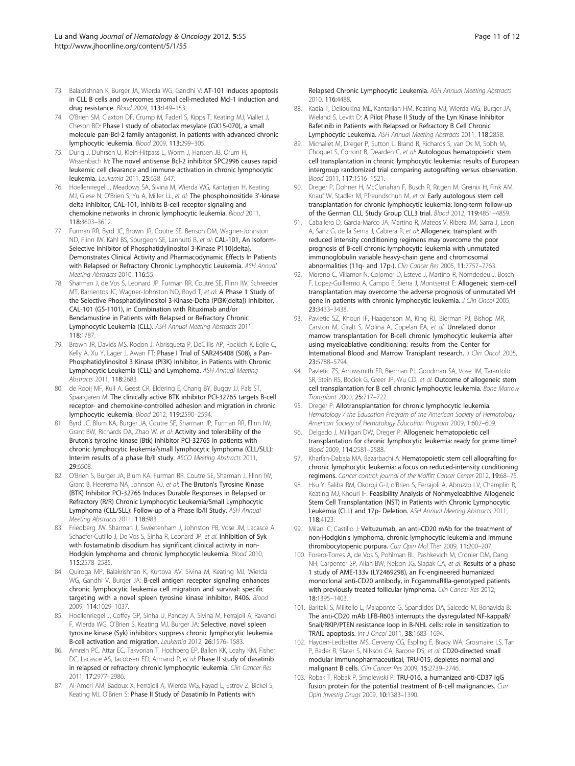73. Balakrishnan K, Burger JA, Wierda WG, Gandhi V: **AT-101 induces apoptosis in CLL B cells and overcomes stromal cell-mediated Mcl-1 induction and drug resistance.** *Blood* 2009, **113:**149–153.
74. O'Brien SM, Claxton DF, Crump M, Faderl S, Kipps T, Keating MJ, Viallet J, Cheson BD: **Phase I study of obatoclax mesylate (GX15-070), a small molecule pan-Bcl-2 family antagonist, in patients with advanced chronic lymphocytic leukemia.** *Blood* 2009, **113:**299–305.
75. Durig J, Duhrsen U, Klein-Hitpass L, Worm J, Hansen JB, Orum H, Wissenbach M: **The novel antisense Bcl-2 inhibitor SPC2996 causes rapid leukemic cell clearance and immune activation in chronic lymphocytic leukemia.** *Leukemia* 2011, **25:**638–647.
76. Hoellenriegel J, Meadows SA, Sivina M, Wierda WG, Kantarjian H, Keating MJ, Giese N, O'Brien S, Yu A, Miller LL, *et al*: **The phosphoinositide 3'-kinase delta inhibitor, CAL-101, inhibits B-cell receptor signaling and chemokine networks in chronic lymphocytic leukemia.** *Blood* 2011, **118:**3603–3612.
77. Furman RR, Byrd JC, Brown JR, Coutre SE, Benson DM, Wagner-Johnston ND, Flinn IW, Kahl BS, Spurgeon SE, Lannutti B, *et al*: **CAL-101, An Isoform-Selective Inhibitor of Phosphatidylinositol 3-Kinase P110{delta}, Demonstrates Clinical Activity and Pharmacodynamic Effects In Patients with Relapsed or Refractory Chronic Lymphocytic Leukemia.** *ASH Annual Meeting Abstracts* 2010, **116:**55.
78. Sharman J, de Vos S, Leonard JP, Furman RR, Coutre SE, Flinn IW, Schreeder MT, Barrientos JC, Wagner-Johnston ND, Boyd T, *et al*: **A Phase 1 Study of the Selective Phosphatidylinositol 3-Kinase-Delta (PI3K{delta}) Inhibitor, CAL-101 (GS-1101), in Combination with Rituximab and/or Bendamustine in Patients with Relapsed or Refractory Chronic Lymphocytic Leukemia (CLL).** *ASH Annual Meeting Abstracts* 2011, **118:**1787.
79. Brown JR, Davids MS, Rodon J, Abrisqueta P, DeCillis AP, Rockich K, Egile C, Kelly A, Xu Y, Lager J, Awan FT: **Phase I Trial of SAR245408 (S08), a Pan-Phosphatidylinositol 3 Kinase (PI3K) Inhibitor, in Patients with Chronic Lymphocytic Leukemia (CLL) and Lymphoma.** *ASH Annual Meeting Abstracts* 2011, **118:**2683.
80. de Rooij MF, Kuil A, Geest CR, Eldering E, Chang BY, Buggy JJ, Pals ST, Spaargaren M: **The clinically active BTK inhibitor PCI-32765 targets B-cell receptor- and chemokine-controlled adhesion and migration in chronic lymphocytic leukemia.** *Blood* 2012, **119:**2590–2594.
81. Byrd JC, Blum KA, Burger JA, Coutre SE, Sharman JP, Furman RR, Flinn IW, Grant BW, Richards DA, Zhao W, *et al*: **Activity and tolerability of the Bruton's tyrosine kinase (Btk) inhibitor PCI-32765 in patients with chronic lymphocytic leukemia/small lymphocytic lymphoma (CLL/SLL): Interim results of a phase Ib/II study.** *ASCO Meeting Abstracts* 2011, **29:**6508.
82. O'Brien S, Burger JA, Blum KA, Furman RR, Coutre SE, Sharman J, Flinn IW, Grant B, Heerema NA, Johnson AJ, *et al*: **The Bruton's Tyrosine Kinase (BTK) Inhibitor PCI-32765 Induces Durable Responses in Relapsed or Refractory (R/R) Chronic Lymphocytic Leukemia/Small Lymphocytic Lymphoma (CLL/SLL): Follow-up of a Phase Ib/II Study.** *ASH Annual Meeting Abstracts* 2011, **118:**983.
83. Friedberg JW, Sharman J, Sweetenham J, Johnston PB, Vose JM, Lacasce A, Schaefer-Cutillo J, De Vos S, Sinha R, Leonard JP, *et al*: **Inhibition of Syk with fostamatinib disodium has significant clinical activity in non-Hodgkin lymphoma and chronic lymphocytic leukemia.** *Blood* 2010, **115:**2578–2585.
84. Quiroga MP, Balakrishnan K, Kurtova AV, Sivina M, Keating MJ, Wierda WG, Gandhi V, Burger JA: **B-cell antigen receptor signaling enhances chronic lymphocytic leukemia cell migration and survival: specific targeting with a novel spleen tyrosine kinase inhibitor, R406.** *Blood* 2009, **114:**1029–1037.
85. Hoellenriegel J, Coffey GP, Sinha U, Pandey A, Sivina M, Ferrajoli A, Ravandi F, Wierda WG, O'Brien S, Keating MJ, Burger JA: **Selective, novel spleen tyrosine kinase (Syk) inhibitors suppress chronic lymphocytic leukemia B-cell activation and migration.** *Leukemia* 2012, **26:**1576–1583.
86. Amrein PC, Attar EC, Takvorian T, Hochberg EP, Ballen KK, Leahy KM, Fisher DC, Lacasce AS, Jacobsen ED, Armand P, *et al*: **Phase II study of dasatinib in relapsed or refractory chronic lymphocytic leukemia.** *Clin Cancer Res* 2011, **17:**2977–2986.
87. Al-Ameri AM, Badoux X, Ferrajoli A, Wierda WG, Fayad L, Estrov Z, Bickel S, Keating MJ, O'Brien S: **Phase II Study of Dasatinib In Patients with Relapsed Chronic Lymphocytic Leukemia.** *ASH Annual Meeting Abstracts* 2010, **116:**4488.
88. Kadia T, Delioukina ML, Kantarjian HM, Keating MJ, Wierda WG, Burger JA, Wieland S, Levitt D: **A Pilot Phase II Study of the Lyn Kinase Inhibitor Bafetinib in Patients with Relapsed or Refractory B Cell Chronic Lymphocytic Leukemia.** *ASH Annual Meeting Abstracts* 2011, **118:**2858.
89. Michallet M, Dreger P, Sutton L, Brand R, Richards S, van Os M, Sobh M, Choquet S, Corront B, Dearden C, *et al*: **Autologous hematopoietic stem cell transplantation in chronic lymphocytic leukemia: results of European intergroup randomized trial comparing autografting versus observation.** *Blood* 2011, **117:**1516–1521.
90. Dreger P, Dohner H, McClanahan F, Busch R, Ritgen M, Greinix H, Fink AM, Knauf W, Stadler M, Pfreundschuh M, *et al*: **Early autologous stem cell transplantation for chronic lymphocytic leukemia: long-term follow-up of the German CLL Study Group CLL3 trial.** *Blood* 2012, **119:**4851–4859.
91. Caballero D, Garcia-Marco JA, Martino R, Mateos V, Ribera JM, Sarra J, Leon A, Sanz G, de la Serna J, Cabrera R, *et al*: **Allogeneic transplant with reduced intensity conditioning regimens may overcome the poor prognosis of B-cell chronic lymphocytic leukemia with unmutated immunoglobulin variable heavy-chain gene and chromosomal abnormalities (11q- and 17p-).** *Clin Cancer Res* 2005, **11:**7757–7763.
92. Moreno C, Villamor N, Colomer D, Esteve J, Martino R, Nomdedeu J, Bosch F, Lopez-Guillermo A, Campo E, Sierra J, Montserrat E: **Allogeneic stem-cell transplantation may overcome the adverse prognosis of unmutated VH gene in patients with chronic lymphocytic leukemia.** *J Clin Oncol* 2005, **23:**3433–3438.
93. Pavletic SZ, Khouri IF, Haagenson M, King RJ, Bierman PJ, Bishop MR, Carston M, Giralt S, Molina A, Copelan EA, *et al*: **Unrelated donor marrow transplantation for B-cell chronic lymphocytic leukemia after using myeloablative conditioning: results from the Center for International Blood and Marrow Transplant research.** *J Clin Oncol* 2005, **23:**5788–5794.
94. Pavletic ZS, Arrowsmith ER, Bierman PJ, Goodman SA, Vose JM, Tarantolo SR, Stein RS, Bociek G, Greer JP, Wu CD, *et al*: **Outcome of allogeneic stem cell transplantation for B cell chronic lymphocytic leukemia.** *Bone Marrow Transplant* 2000, **25:**717–722.
95. Dreger P: **Allotransplantation for chronic lymphocytic leukemia.** *Hematology / the Education Program of the American Society of Hematology American Society of Hematology Education Program* 2009, **1:**602–609.
96. Delgado J, Milligan DW, Dreger P: **Allogeneic hematopoietic cell transplantation for chronic lymphocytic leukemia: ready for prime time?** *Blood* 2009, **114:**2581–2588.
97. Kharfan-Dabaja MA, Bazarbachi A: **Hematopoietic stem cell allografting for chronic lymphocytic leukemia: a focus on reduced-intensity conditioning regimens.** *Cancer control: journal of the Moffitt Cancer Center* 2012, **19:**68–75.
98. Hsu Y, Saliba RM, Okoroji G-J, o'Brien S, Ferrajoli A, Abruzzo LV, Champlin R, Keating MJ, Khouri IF: **Feasibility Analysis of Nonmyeloabltive Allogeneic Stem Cell Transplantation (NST) in Patients with Chronic Lymphocytic Leukemia (CLL) and 17p- Deletion.** *ASH Annual Meeting Abstracts* 2011, **118:**4123.
99. Milani C, Castillo J: **Veltuzumab, an anti-CD20 mAb for the treatment of non-Hodgkin's lymphoma, chronic lymphocytic leukemia and immune thrombocytopenic purpura.** *Curr Opin Mol Ther* 2009, **11:**200–207.
100. Forero-Torres A, de Vos S, Pohlman BL, Pashkevich M, Cronier DM, Dang NH, Carpenter SP, Allan BW, Nelson JG, Slapak CA, *et al*: **Results of a phase 1 study of AME-133v (LY2469298), an Fc-engineered humanized monoclonal anti-CD20 antibody, in FcgammaRIIIa-genotyped patients with previously treated follicular lymphoma.** *Clin Cancer Res* 2012, **18:**1395–1403.
101. Baritaki S, Militello L, Malaponte G, Spandidos DA, Salcedo M, Bonavida B: **The anti-CD20 mAb LFB-R603 interrupts the dysregulated NF-kappaB/Snail/RKIP/PTEN resistance loop in B-NHL cells: role in sensitization to TRAIL apoptosis.** *Int J Oncol* 2011, **38:**1683–1694.
102. Hayden-Ledbetter MS, Cerveny CG, Espling E, Brady WA, Grosmaire LS, Tan P, Bader R, Slater S, Nilsson CA, Barone DS, *et al*: **CD20-directed small modular immunopharmaceutical, TRU-015, depletes normal and malignant B cells.** *Clin Cancer Res* 2009, **15:**2739–2746.
103. Robak T, Robak P, Smolewski P: **TRU-016, a humanized anti-CD37 IgG fusion protein for the potential treatment of B-cell malignancies.** *Curr Opin Investig Drugs* 2009, **10:**1383–1390.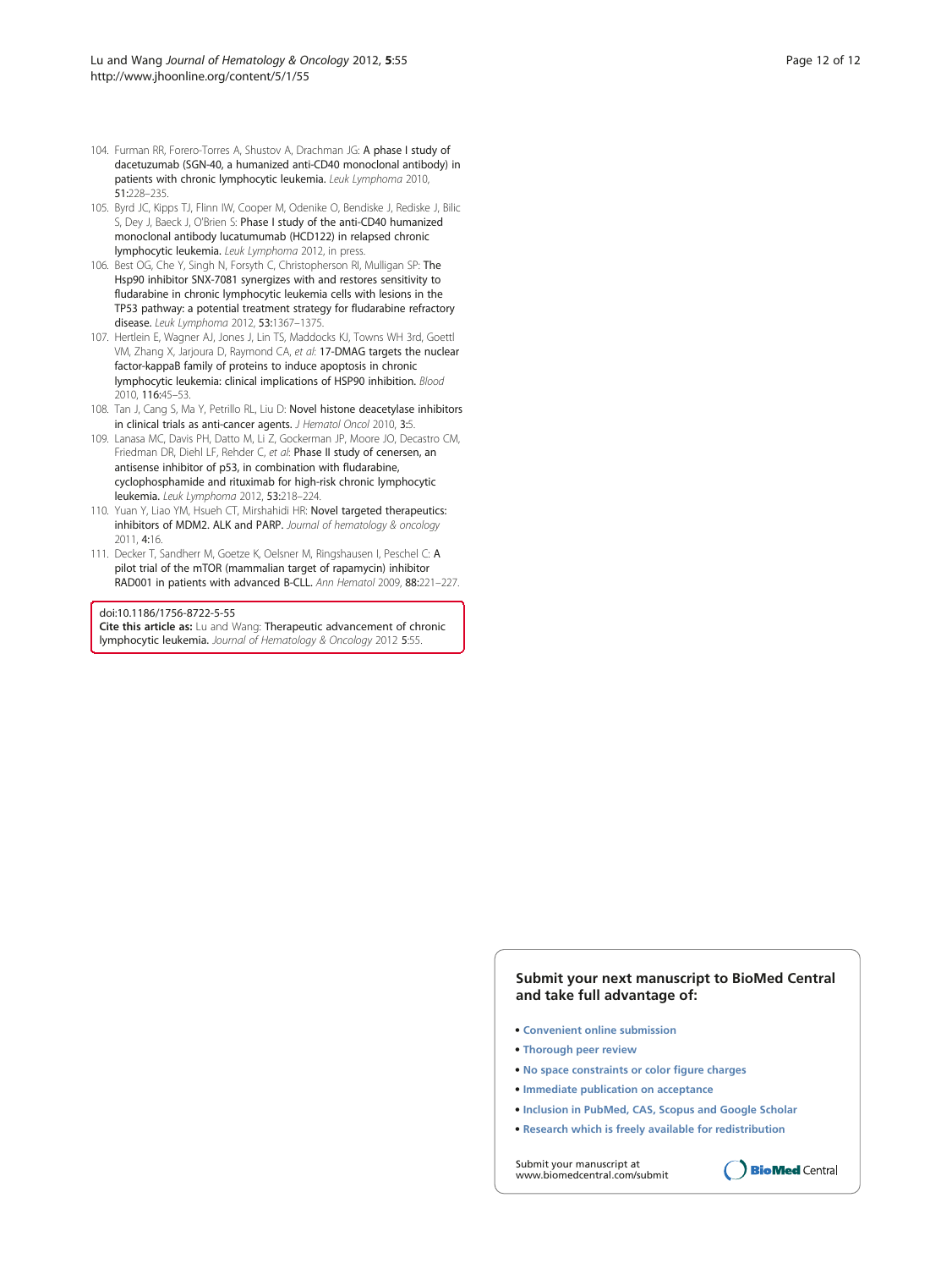104. Furman RR, Forero-Torres A, Shustov A, Drachman JG: **A phase I study of dacetuzumab (SGN-40, a humanized anti-CD40 monoclonal antibody) in patients with chronic lymphocytic leukemia.** *Leuk Lymphoma* 2010, **51:**228–235.
105. Byrd JC, Kipps TJ, Flinn IW, Cooper M, Odenike O, Bendiske J, Rediske J, Bilic S, Dey J, Baeck J, O'Brien S: **Phase I study of the anti-CD40 humanized monoclonal antibody lucatumumab (HCD122) in relapsed chronic lymphocytic leukemia.** *Leuk Lymphoma* 2012, in press.
106. Best OG, Che Y, Singh N, Forsyth C, Christopherson RI, Mulligan SP: **The Hsp90 inhibitor SNX-7081 synergizes with and restores sensitivity to fludarabine in chronic lymphocytic leukemia cells with lesions in the TP53 pathway: a potential treatment strategy for fludarabine refractory disease.** *Leuk Lymphoma* 2012, **53:**1367–1375.
107. Hertlein E, Wagner AJ, Jones J, Lin TS, Maddocks KJ, Towns WH 3rd, Goettl VM, Zhang X, Jarjoura D, Raymond CA, *et al*: **17-DMAG targets the nuclear factor-kappaB family of proteins to induce apoptosis in chronic lymphocytic leukemia: clinical implications of HSP90 inhibition.** *Blood* 2010, **116:**45–53.
108. Tan J, Cang S, Ma Y, Petrillo RL, Liu D: **Novel histone deacetylase inhibitors in clinical trials as anti-cancer agents.** *J Hematol Oncol* 2010, **3:**5.
109. Lanasa MC, Davis PH, Datto M, Li Z, Gockerman JP, Moore JO, Decastro CM, Friedman DR, Diehl LF, Rehder C, *et al*: **Phase II study of cenersen, an antisense inhibitor of p53, in combination with fludarabine, cyclophosphamide and rituximab for high-risk chronic lymphocytic leukemia.** *Leuk Lymphoma* 2012, **53:**218–224.
110. Yuan Y, Liao YM, Hsueh CT, Mirshahidi HR: **Novel targeted therapeutics: inhibitors of MDM2. ALK and PARP.** *Journal of hematology & oncology* 2011, **4:**16.
111. Decker T, Sandherr M, Goetze K, Oelsner M, Ringshausen I, Peschel C: **A pilot trial of the mTOR (mammalian target of rapamycin) inhibitor RAD001 in patients with advanced B-CLL.** *Ann Hematol* 2009, **88:**221–227.

doi:10.1186/1756-8722-5-55

**Cite this article as:** Lu and Wang: Therapeutic advancement of chronic lymphocytic leukemia. *Journal of Hematology & Oncology* 2012 **5**:55.

**Submit your next manuscript to BioMed Central and take full advantage of:**

- **Convenient online submission**
- **Thorough peer review**
- **No space constraints or color figure charges**
- **Immediate publication on acceptance**
- **Inclusion in PubMed, CAS, Scopus and Google Scholar**
- **Research which is freely available for redistribution**

Submit your manuscript at
www.biomedcentral.com/submit

BioMed Central